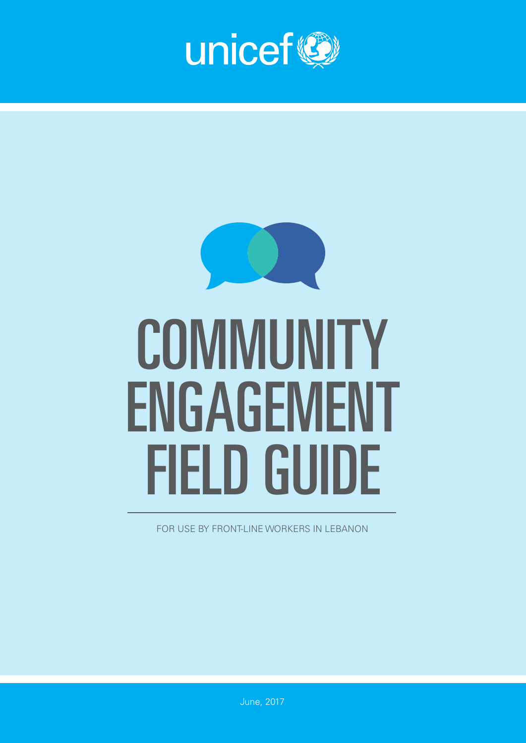unicef

# COMMUNITY ENGAGEMENT FIELD GUIDE

FOR USE BY FRONT-LINE WORKERS IN LEBANON

June, 2017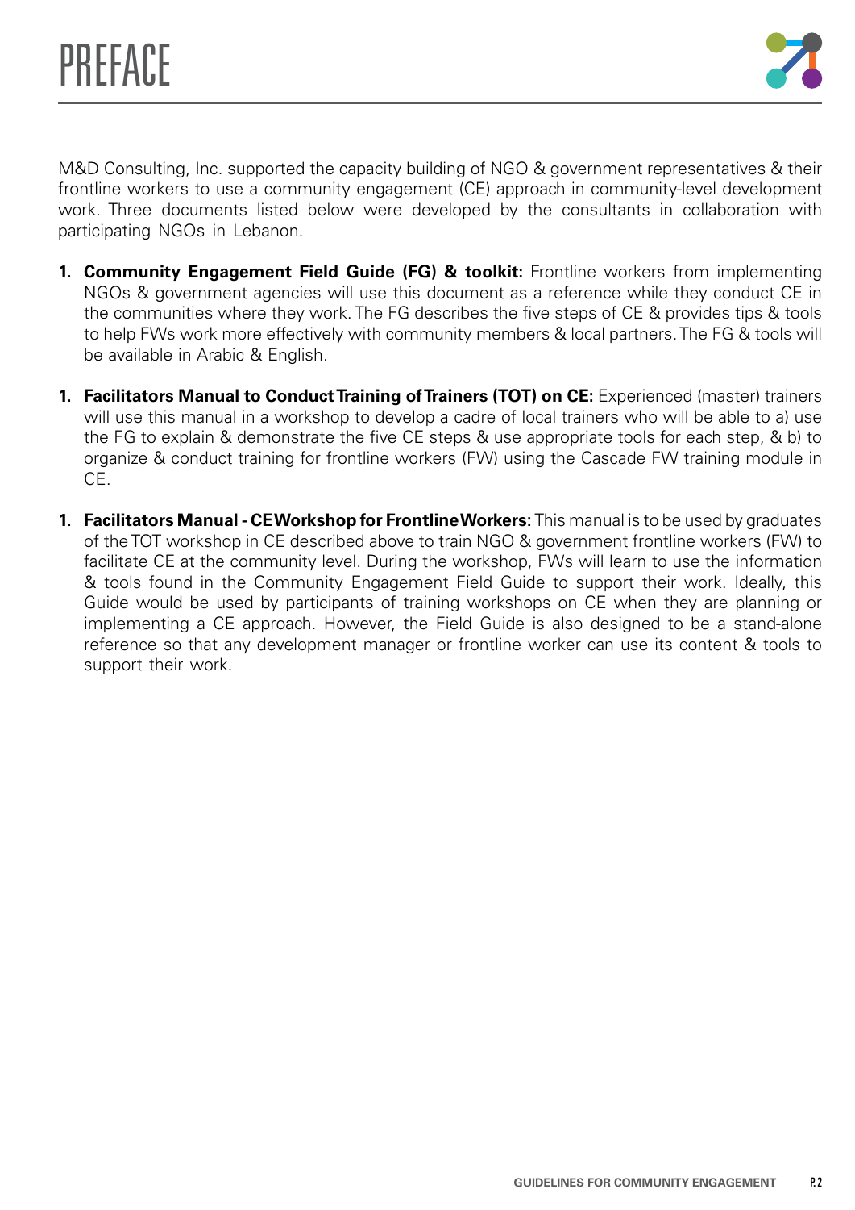# PREFACE

M&D Consulting, Inc. supported the capacity building of NGO & government representatives & their frontline workers to use a community engagement (CE) approach in community-level development work. Three documents listed below were developed by the consultants in collaboration with participating NGOs in Lebanon.

1. **Community Engagement Field Guide (FG) & toolkit:** Frontline workers from implementing NGOs & government agencies will use this document as a reference while they conduct CE in the communities where they work. The FG describes the five steps of CE & provides tips & tools to help FWs work more effectively with community members & local partners. The FG & tools will be available in Arabic & English.

1. **Facilitators Manual to Conduct Training of Trainers (TOT) on CE:** Experienced (master) trainers will use this manual in a workshop to develop a cadre of local trainers who will be able to a) use the FG to explain & demonstrate the five CE steps & use appropriate tools for each step, & b) to organize & conduct training for frontline workers (FW) using the Cascade FW training module in CE.

1. **Facilitators Manual - CE Workshop for Frontline Workers:** This manual is to be used by graduates of the TOT workshop in CE described above to train NGO & government frontline workers (FW) to facilitate CE at the community level. During the workshop, FWs will learn to use the information & tools found in the Community Engagement Field Guide to support their work. Ideally, this Guide would be used by participants of training workshops on CE when they are planning or implementing a CE approach. However, the Field Guide is also designed to be a stand-alone reference so that any development manager or frontline worker can use its content & tools to support their work.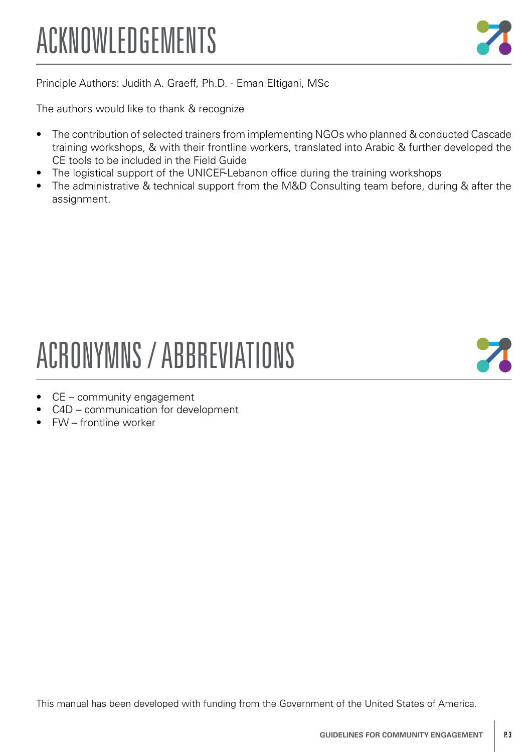# ACKNOWLEDGEMENTS

Principle Authors: Judith A. Graeff, Ph.D. - Eman Eltigani, MSc

The authors would like to thank & recognize

- The contribution of selected trainers from implementing NGOs who planned & conducted Cascade training workshops, & with their frontline workers, translated into Arabic & further developed the CE tools to be included in the Field Guide
- The logistical support of the UNICEF-Lebanon office during the training workshops
- The administrative & technical support from the M&D Consulting team before, during & after the assignment.

# ACRONYMNS / ABBREVIATIONS

- CE – community engagement
- C4D – communication for development
- FW – frontline worker

This manual has been developed with funding from the Government of the United States of America.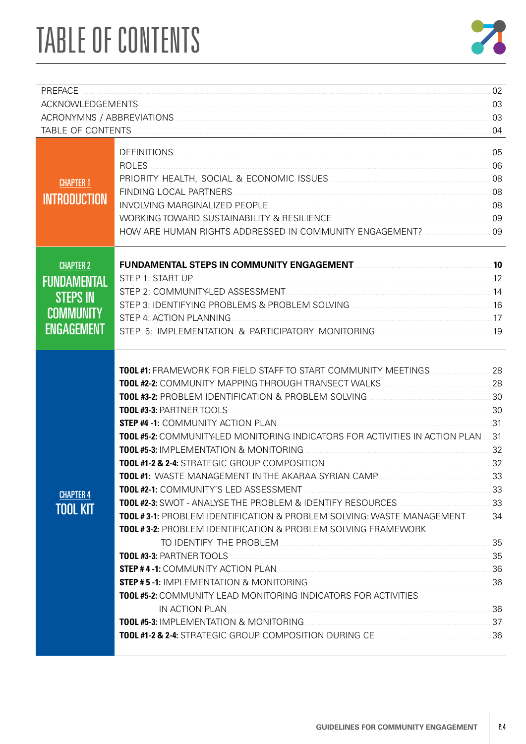# TABLE OF CONTENTS

| | | |
|---|---|---|
| | PREFACE | 02 |
| | ACKNOWLEDGEMENTS | 03 |
| | ACRONYMNS / ABBREVIATIONS | 03 |
| | TABLE OF CONTENTS | 04 |
| CHAPTER 1 INTRODUCTION | DEFINITIONS | 05 |
| | ROLES | 06 |
| | PRIORITY HEALTH, SOCIAL & ECONOMIC ISSUES | 08 |
| | FINDING LOCAL PARTNERS | 08 |
| | INVOLVING MARGINALIZED PEOPLE | 08 |
| | WORKING TOWARD SUSTAINABILITY & RESILIENCE | 09 |
| | HOW ARE HUMAN RIGHTS ADDRESSED IN COMMUNITY ENGAGEMENT? | 09 |
| CHAPTER 2 FUNDAMENTAL STEPS IN COMMUNITY ENGAGEMENT | **FUNDAMENTAL STEPS IN COMMUNITY ENGAGEMENT** | **10** |
| | STEP 1: START UP | 12 |
| | STEP 2: COMMUNITY-LED ASSESSMENT | 14 |
| | STEP 3: IDENTIFYING PROBLEMS & PROBLEM SOLVING | 16 |
| | STEP 4: ACTION PLANNING | 17 |
| | STEP 5: IMPLEMENTATION & PARTICIPATORY MONITORING | 19 |
| CHAPTER 4 TOOL KIT | **TOOL #1:** FRAMEWORK FOR FIELD STAFF TO START COMMUNITY MEETINGS | 28 |
| | **TOOL #2-2:** COMMUNITY MAPPING THROUGH TRANSECT WALKS | 28 |
| | **TOOL #3-2:** PROBLEM IDENTIFICATION & PROBLEM SOLVING | 30 |
| | **TOOL #3-3:** PARTNER TOOLS | 30 |
| | **STEP #4 -1:** COMMUNITY ACTION PLAN | 31 |
| | **TOOL #5-2:** COMMUNITY-LED MONITORING INDICATORS FOR ACTIVITIES IN ACTION PLAN | 31 |
| | **TOOL #5-3:** IMPLEMENTATION & MONITORING | 32 |
| | **TOOL #1-2 & 2-4:** STRATEGIC GROUP COMPOSITION | 32 |
| | **TOOL #1:** WASTE MANAGEMENT IN THE AKARAA SYRIAN CAMP | 33 |
| | **TOOL #2-1:** COMMUNITY'S LED ASSESSMENT | 33 |
| | **TOOL #2-3:** SWOT - ANALYSE THE PROBLEM & IDENTIFY RESOURCES | 33 |
| | **TOOL # 3-1:** PROBLEM IDENTIFICATION & PROBLEM SOLVING: WASTE MANAGEMENT | 34 |
| | **TOOL # 3-2:** PROBLEM IDENTIFICATION & PROBLEM SOLVING FRAMEWORK TO IDENTIFY THE PROBLEM | 35 |
| | **TOOL #3-3:** PARTNER TOOLS | 35 |
| | **STEP # 4 -1:** COMMUNITY ACTION PLAN | 36 |
| | **STEP # 5 -1:** IMPLEMENTATION & MONITORING | 36 |
| | **TOOL #5-2:** COMMUNITY LEAD MONITORING INDICATORS FOR ACTIVITIES IN ACTION PLAN | 36 |
| | **TOOL #5-3:** IMPLEMENTATION & MONITORING | 37 |
| | **TOOL #1-2 & 2-4:** STRATEGIC GROUP COMPOSITION DURING CE | 36 |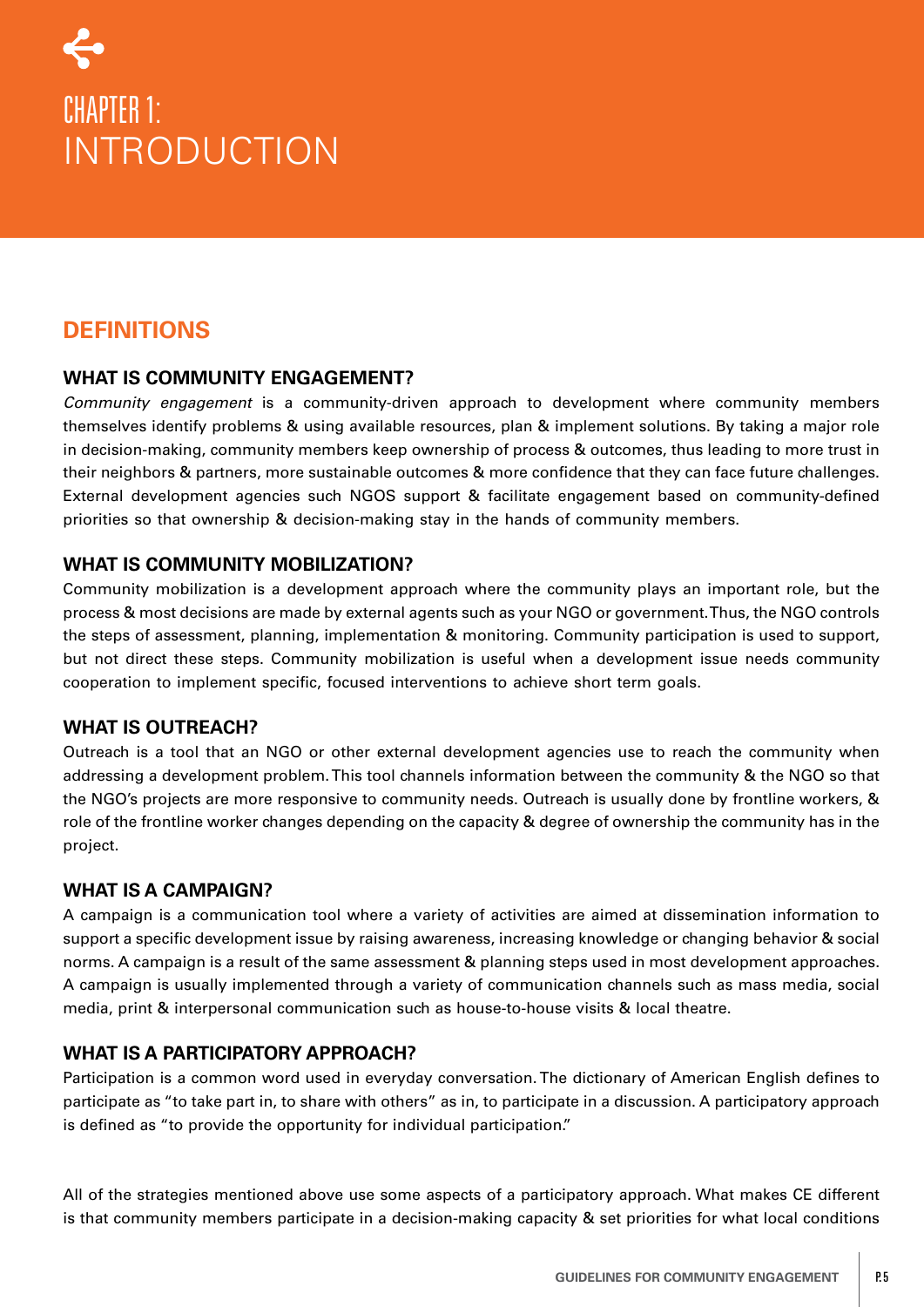# CHAPTER 1: INTRODUCTION

## DEFINITIONS

### WHAT IS COMMUNITY ENGAGEMENT?

*Community engagement* is a community-driven approach to development where community members themselves identify problems & using available resources, plan & implement solutions. By taking a major role in decision-making, community members keep ownership of process & outcomes, thus leading to more trust in their neighbors & partners, more sustainable outcomes & more confidence that they can face future challenges. External development agencies such NGOS support & facilitate engagement based on community-defined priorities so that ownership & decision-making stay in the hands of community members.

### WHAT IS COMMUNITY MOBILIZATION?

Community mobilization is a development approach where the community plays an important role, but the process & most decisions are made by external agents such as your NGO or government. Thus, the NGO controls the steps of assessment, planning, implementation & monitoring. Community participation is used to support, but not direct these steps. Community mobilization is useful when a development issue needs community cooperation to implement specific, focused interventions to achieve short term goals.

### WHAT IS OUTREACH?

Outreach is a tool that an NGO or other external development agencies use to reach the community when addressing a development problem. This tool channels information between the community & the NGO so that the NGO's projects are more responsive to community needs. Outreach is usually done by frontline workers, & role of the frontline worker changes depending on the capacity & degree of ownership the community has in the project.

### WHAT IS A CAMPAIGN?

A campaign is a communication tool where a variety of activities are aimed at dissemination information to support a specific development issue by raising awareness, increasing knowledge or changing behavior & social norms. A campaign is a result of the same assessment & planning steps used in most development approaches. A campaign is usually implemented through a variety of communication channels such as mass media, social media, print & interpersonal communication such as house-to-house visits & local theatre.

### WHAT IS A PARTICIPATORY APPROACH?

Participation is a common word used in everyday conversation. The dictionary of American English defines to participate as "to take part in, to share with others" as in, to participate in a discussion. A participatory approach is defined as "to provide the opportunity for individual participation."

All of the strategies mentioned above use some aspects of a participatory approach. What makes CE different is that community members participate in a decision-making capacity & set priorities for what local conditions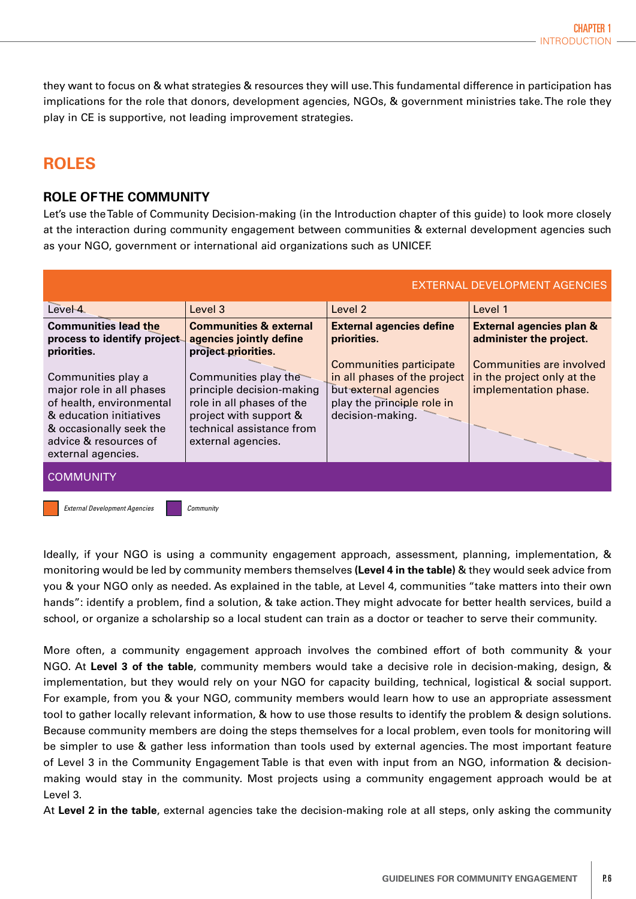they want to focus on & what strategies & resources they will use. This fundamental difference in participation has implications for the role that donors, development agencies, NGOs, & government ministries take. The role they play in CE is supportive, not leading improvement strategies.

## ROLES

### ROLE OF THE COMMUNITY

Let's use the Table of Community Decision-making (in the Introduction chapter of this guide) to look more closely at the interaction during community engagement between communities & external development agencies such as your NGO, government or international aid organizations such as UNICEF.

| EXTERNAL DEVELOPMENT AGENCIES | | | |
|---|---|---|---|
| Level 4 | Level 3 | Level 2 | Level 1 |
| **Communities lead the process to identify project priorities.**<br><br>Communities play a major role in all phases of health, environmental & education initiatives & occasionally seek the advice & resources of external agencies. | **Communities & external agencies jointly define project priorities.**<br><br>Communities play the principle decision-making role in all phases of the project with support & technical assistance from external agencies. | **External agencies define priorities.**<br><br>Communities participate in all phases of the project but external agencies play the principle role in decision-making. | **External agencies plan & administer the project.**<br><br>Communities are involved in the project only at the implementation phase. |
| COMMUNITY | | | |

*External Development Agencies* &nbsp;&nbsp; *Community*

Ideally, if your NGO is using a community engagement approach, assessment, planning, implementation, & monitoring would be led by community members themselves **(Level 4 in the table)** & they would seek advice from you & your NGO only as needed. As explained in the table, at Level 4, communities "take matters into their own hands": identify a problem, find a solution, & take action. They might advocate for better health services, build a school, or organize a scholarship so a local student can train as a doctor or teacher to serve their community.

More often, a community engagement approach involves the combined effort of both community & your NGO. At **Level 3 of the table**, community members would take a decisive role in decision-making, design, & implementation, but they would rely on your NGO for capacity building, technical, logistical & social support. For example, from you & your NGO, community members would learn how to use an appropriate assessment tool to gather locally relevant information, & how to use those results to identify the problem & design solutions. Because community members are doing the steps themselves for a local problem, even tools for monitoring will be simpler to use & gather less information than tools used by external agencies. The most important feature of Level 3 in the Community Engagement Table is that even with input from an NGO, information & decision-making would stay in the community. Most projects using a community engagement approach would be at Level 3.

At **Level 2 in the table**, external agencies take the decision-making role at all steps, only asking the community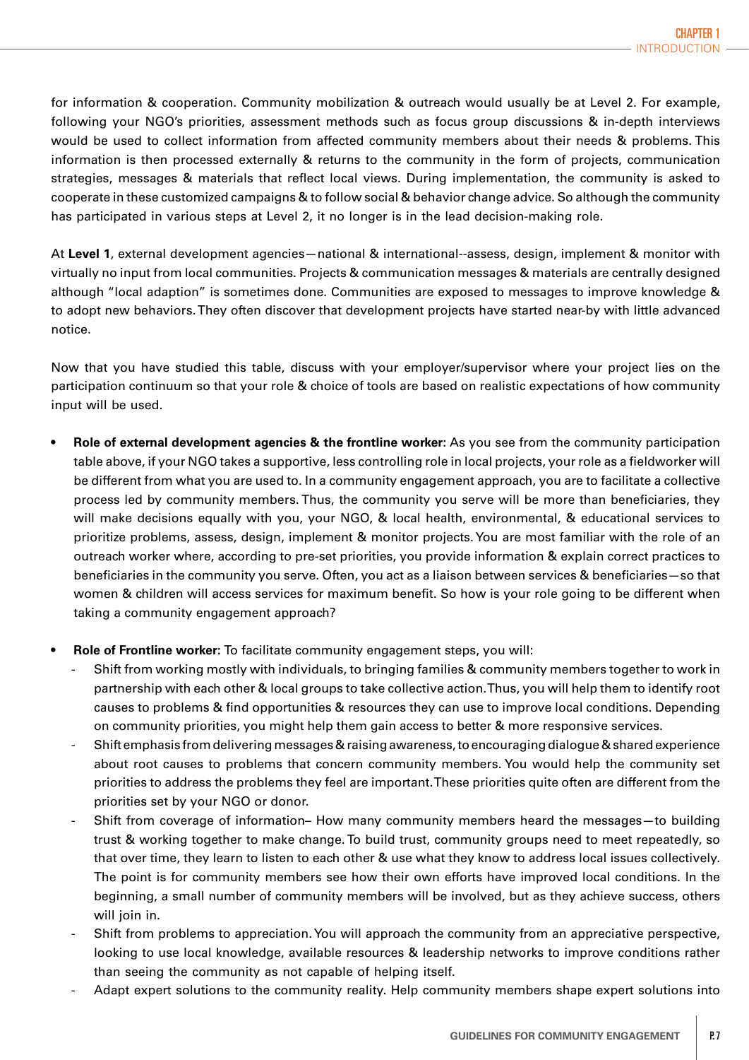for information & cooperation. Community mobilization & outreach would usually be at Level 2. For example, following your NGO's priorities, assessment methods such as focus group discussions & in-depth interviews would be used to collect information from affected community members about their needs & problems. This information is then processed externally & returns to the community in the form of projects, communication strategies, messages & materials that reflect local views. During implementation, the community is asked to cooperate in these customized campaigns & to follow social & behavior change advice. So although the community has participated in various steps at Level 2, it no longer is in the lead decision-making role.

At **Level 1**, external development agencies—national & international--assess, design, implement & monitor with virtually no input from local communities. Projects & communication messages & materials are centrally designed although "local adaption" is sometimes done. Communities are exposed to messages to improve knowledge & to adopt new behaviors. They often discover that development projects have started near-by with little advanced notice.

Now that you have studied this table, discuss with your employer/supervisor where your project lies on the participation continuum so that your role & choice of tools are based on realistic expectations of how community input will be used.

- **Role of external development agencies & the frontline worker**: As you see from the community participation table above, if your NGO takes a supportive, less controlling role in local projects, your role as a fieldworker will be different from what you are used to. In a community engagement approach, you are to facilitate a collective process led by community members. Thus, the community you serve will be more than beneficiaries, they will make decisions equally with you, your NGO, & local health, environmental, & educational services to prioritize problems, assess, design, implement & monitor projects. You are most familiar with the role of an outreach worker where, according to pre-set priorities, you provide information & explain correct practices to beneficiaries in the community you serve. Often, you act as a liaison between services & beneficiaries—so that women & children will access services for maximum benefit. So how is your role going to be different when taking a community engagement approach?

- **Role of Frontline worker:** To facilitate community engagement steps, you will:
  - Shift from working mostly with individuals, to bringing families & community members together to work in partnership with each other & local groups to take collective action. Thus, you will help them to identify root causes to problems & find opportunities & resources they can use to improve local conditions. Depending on community priorities, you might help them gain access to better & more responsive services.
  - Shift emphasis from delivering messages & raising awareness, to encouraging dialogue & shared experience about root causes to problems that concern community members. You would help the community set priorities to address the problems they feel are important. These priorities quite often are different from the priorities set by your NGO or donor.
  - Shift from coverage of information– How many community members heard the messages—to building trust & working together to make change. To build trust, community groups need to meet repeatedly, so that over time, they learn to listen to each other & use what they know to address local issues collectively. The point is for community members see how their own efforts have improved local conditions. In the beginning, a small number of community members will be involved, but as they achieve success, others will join in.
  - Shift from problems to appreciation. You will approach the community from an appreciative perspective, looking to use local knowledge, available resources & leadership networks to improve conditions rather than seeing the community as not capable of helping itself.
  - Adapt expert solutions to the community reality. Help community members shape expert solutions into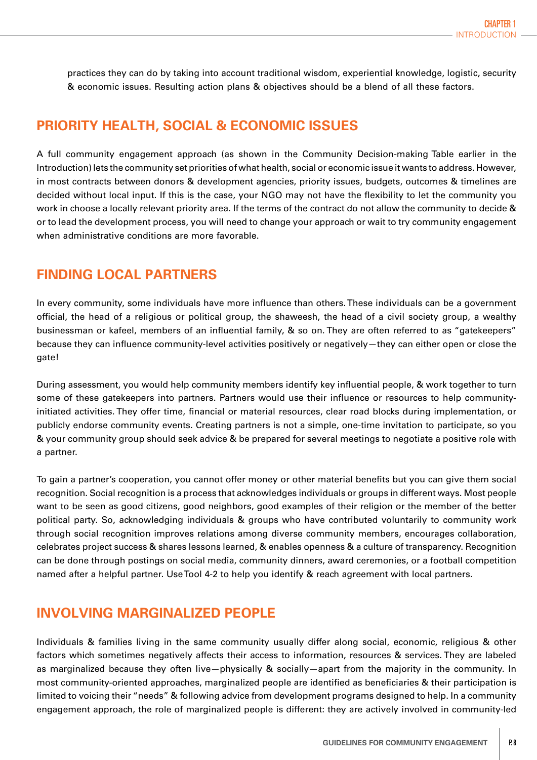practices they can do by taking into account traditional wisdom, experiential knowledge, logistic, security & economic issues. Resulting action plans & objectives should be a blend of all these factors.

## PRIORITY HEALTH, SOCIAL & ECONOMIC ISSUES

A full community engagement approach (as shown in the Community Decision-making Table earlier in the Introduction) lets the community set priorities of what health, social or economic issue it wants to address. However, in most contracts between donors & development agencies, priority issues, budgets, outcomes & timelines are decided without local input. If this is the case, your NGO may not have the flexibility to let the community you work in choose a locally relevant priority area. If the terms of the contract do not allow the community to decide & or to lead the development process, you will need to change your approach or wait to try community engagement when administrative conditions are more favorable.

## FINDING LOCAL PARTNERS

In every community, some individuals have more influence than others. These individuals can be a government official, the head of a religious or political group, the shaweesh, the head of a civil society group, a wealthy businessman or kafeel, members of an influential family, & so on. They are often referred to as "gatekeepers" because they can influence community-level activities positively or negatively—they can either open or close the gate!

During assessment, you would help community members identify key influential people, & work together to turn some of these gatekeepers into partners. Partners would use their influence or resources to help community-initiated activities. They offer time, financial or material resources, clear road blocks during implementation, or publicly endorse community events. Creating partners is not a simple, one-time invitation to participate, so you & your community group should seek advice & be prepared for several meetings to negotiate a positive role with a partner.

To gain a partner's cooperation, you cannot offer money or other material benefits but you can give them social recognition. Social recognition is a process that acknowledges individuals or groups in different ways. Most people want to be seen as good citizens, good neighbors, good examples of their religion or the member of the better political party. So, acknowledging individuals & groups who have contributed voluntarily to community work through social recognition improves relations among diverse community members, encourages collaboration, celebrates project success & shares lessons learned, & enables openness & a culture of transparency. Recognition can be done through postings on social media, community dinners, award ceremonies, or a football competition named after a helpful partner. Use Tool 4-2 to help you identify & reach agreement with local partners.

## INVOLVING MARGINALIZED PEOPLE

Individuals & families living in the same community usually differ along social, economic, religious & other factors which sometimes negatively affects their access to information, resources & services. They are labeled as marginalized because they often live—physically & socially—apart from the majority in the community. In most community-oriented approaches, marginalized people are identified as beneficiaries & their participation is limited to voicing their "needs" & following advice from development programs designed to help. In a community engagement approach, the role of marginalized people is different: they are actively involved in community-led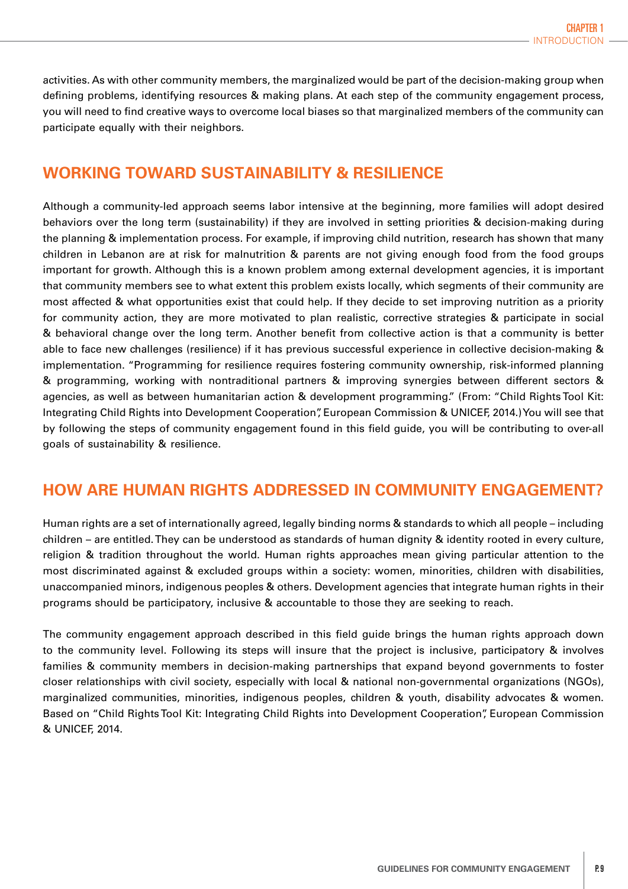activities. As with other community members, the marginalized would be part of the decision-making group when defining problems, identifying resources & making plans. At each step of the community engagement process, you will need to find creative ways to overcome local biases so that marginalized members of the community can participate equally with their neighbors.

## WORKING TOWARD SUSTAINABILITY & RESILIENCE

Although a community-led approach seems labor intensive at the beginning, more families will adopt desired behaviors over the long term (sustainability) if they are involved in setting priorities & decision-making during the planning & implementation process. For example, if improving child nutrition, research has shown that many children in Lebanon are at risk for malnutrition & parents are not giving enough food from the food groups important for growth. Although this is a known problem among external development agencies, it is important that community members see to what extent this problem exists locally, which segments of their community are most affected & what opportunities exist that could help. If they decide to set improving nutrition as a priority for community action, they are more motivated to plan realistic, corrective strategies & participate in social & behavioral change over the long term. Another benefit from collective action is that a community is better able to face new challenges (resilience) if it has previous successful experience in collective decision-making & implementation. "Programming for resilience requires fostering community ownership, risk-informed planning & programming, working with nontraditional partners & improving synergies between different sectors & agencies, as well as between humanitarian action & development programming." (From: "Child Rights Tool Kit: Integrating Child Rights into Development Cooperation", European Commission & UNICEF, 2014.) You will see that by following the steps of community engagement found in this field guide, you will be contributing to over-all goals of sustainability & resilience.

## HOW ARE HUMAN RIGHTS ADDRESSED IN COMMUNITY ENGAGEMENT?

Human rights are a set of internationally agreed, legally binding norms & standards to which all people – including children – are entitled. They can be understood as standards of human dignity & identity rooted in every culture, religion & tradition throughout the world. Human rights approaches mean giving particular attention to the most discriminated against & excluded groups within a society: women, minorities, children with disabilities, unaccompanied minors, indigenous peoples & others. Development agencies that integrate human rights in their programs should be participatory, inclusive & accountable to those they are seeking to reach.

The community engagement approach described in this field guide brings the human rights approach down to the community level. Following its steps will insure that the project is inclusive, participatory & involves families & community members in decision-making partnerships that expand beyond governments to foster closer relationships with civil society, especially with local & national non-governmental organizations (NGOs), marginalized communities, minorities, indigenous peoples, children & youth, disability advocates & women. Based on "Child Rights Tool Kit: Integrating Child Rights into Development Cooperation", European Commission & UNICEF, 2014.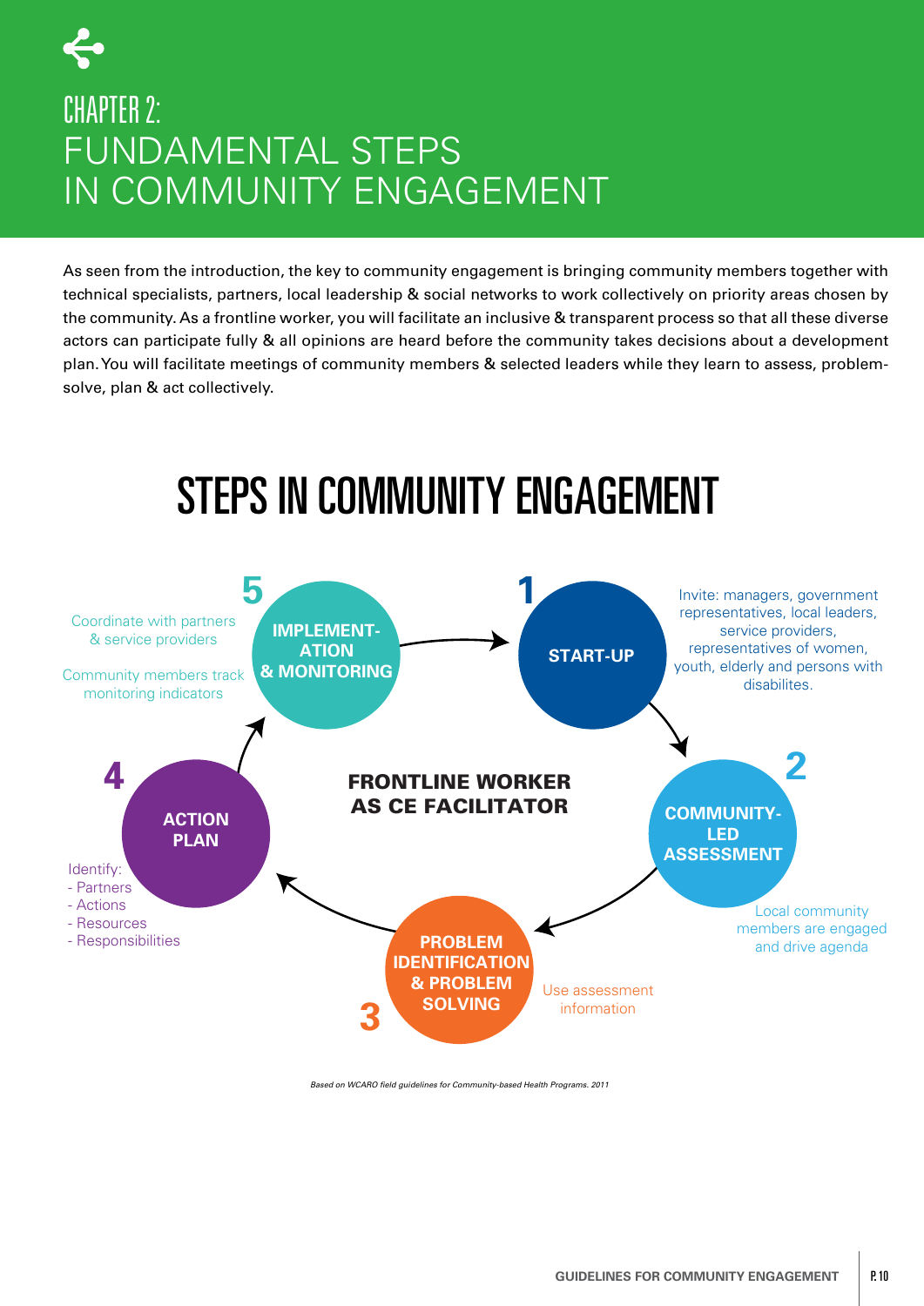# CHAPTER 2: FUNDAMENTAL STEPS IN COMMUNITY ENGAGEMENT

As seen from the introduction, the key to community engagement is bringing community members together with technical specialists, partners, local leadership & social networks to work collectively on priority areas chosen by the community. As a frontline worker, you will facilitate an inclusive & transparent process so that all these diverse actors can participate fully & all opinions are heard before the community takes decisions about a development plan. You will facilitate meetings of community members & selected leaders while they learn to assess, problem-solve, plan & act collectively.

## STEPS IN COMMUNITY ENGAGEMENT

**FRONTLINE WORKER AS CE FACILITATOR**

**1 START-UP**

Invite: managers, government representatives, local leaders, service providers, representatives of women, youth, elderly and persons with disabilites.

**2 COMMUNITY-LED ASSESSMENT**

Local community members are engaged and drive agenda

**3 PROBLEM IDENTIFICATION & PROBLEM SOLVING**

Use assessment information

**4 ACTION PLAN**

Identify:
- Partners
- Actions
- Resources
- Responsibilities

**5 IMPLEMENTATION & MONITORING**

Coordinate with partners & service providers

Community members track monitoring indicators

*Based on WCARO field guidelines for Community-based Health Programs. 2011*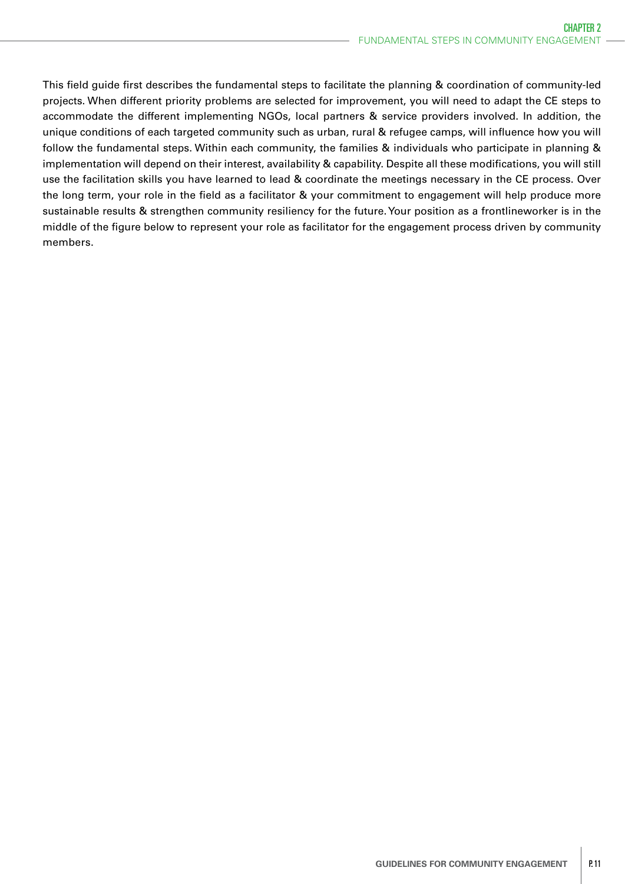This field guide first describes the fundamental steps to facilitate the planning & coordination of community-led projects. When different priority problems are selected for improvement, you will need to adapt the CE steps to accommodate the different implementing NGOs, local partners & service providers involved. In addition, the unique conditions of each targeted community such as urban, rural & refugee camps, will influence how you will follow the fundamental steps. Within each community, the families & individuals who participate in planning & implementation will depend on their interest, availability & capability. Despite all these modifications, you will still use the facilitation skills you have learned to lead & coordinate the meetings necessary in the CE process. Over the long term, your role in the field as a facilitator & your commitment to engagement will help produce more sustainable results & strengthen community resiliency for the future. Your position as a frontlineworker is in the middle of the figure below to represent your role as facilitator for the engagement process driven by community members.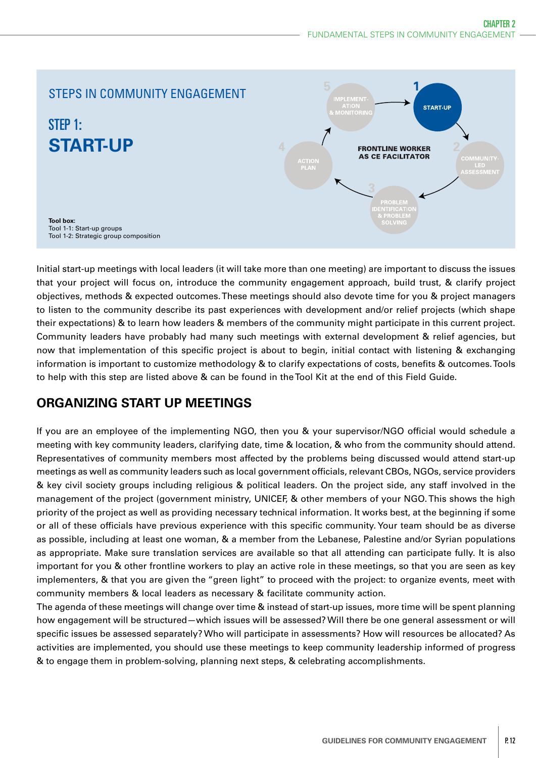## STEPS IN COMMUNITY ENGAGEMENT

## STEP 1:

# START-UP

1 START-UP
2 COMMUNITY-LED ASSESSMENT
3 PROBLEM IDENTIFICATION & PROBLEM SOLVING
4 ACTION PLAN
5 IMPLEMENT-ATION & MONITORING

FRONTLINE WORKER AS CE FACILITATOR

**Tool box:**
Tool 1-1: Start-up groups
Tool 1-2: Strategic group composition

Initial start-up meetings with local leaders (it will take more than one meeting) are important to discuss the issues that your project will focus on, introduce the community engagement approach, build trust, & clarify project objectives, methods & expected outcomes. These meetings should also devote time for you & project managers to listen to the community describe its past experiences with development and/or relief projects (which shape their expectations) & to learn how leaders & members of the community might participate in this current project. Community leaders have probably had many such meetings with external development & relief agencies, but now that implementation of this specific project is about to begin, initial contact with listening & exchanging information is important to customize methodology & to clarify expectations of costs, benefits & outcomes. Tools to help with this step are listed above & can be found in the Tool Kit at the end of this Field Guide.

## ORGANIZING START UP MEETINGS

If you are an employee of the implementing NGO, then you & your supervisor/NGO official would schedule a meeting with key community leaders, clarifying date, time & location, & who from the community should attend. Representatives of community members most affected by the problems being discussed would attend start-up meetings as well as community leaders such as local government officials, relevant CBOs, NGOs, service providers & key civil society groups including religious & political leaders. On the project side, any staff involved in the management of the project (government ministry, UNICEF, & other members of your NGO. This shows the high priority of the project as well as providing necessary technical information. It works best, at the beginning if some or all of these officials have previous experience with this specific community. Your team should be as diverse as possible, including at least one woman, & a member from the Lebanese, Palestine and/or Syrian populations as appropriate. Make sure translation services are available so that all attending can participate fully. It is also important for you & other frontline workers to play an active role in these meetings, so that you are seen as key implementers, & that you are given the "green light" to proceed with the project: to organize events, meet with community members & local leaders as necessary & facilitate community action.
The agenda of these meetings will change over time & instead of start-up issues, more time will be spent planning how engagement will be structured—which issues will be assessed? Will there be one general assessment or will specific issues be assessed separately? Who will participate in assessments? How will resources be allocated? As activities are implemented, you should use these meetings to keep community leadership informed of progress & to engage them in problem-solving, planning next steps, & celebrating accomplishments.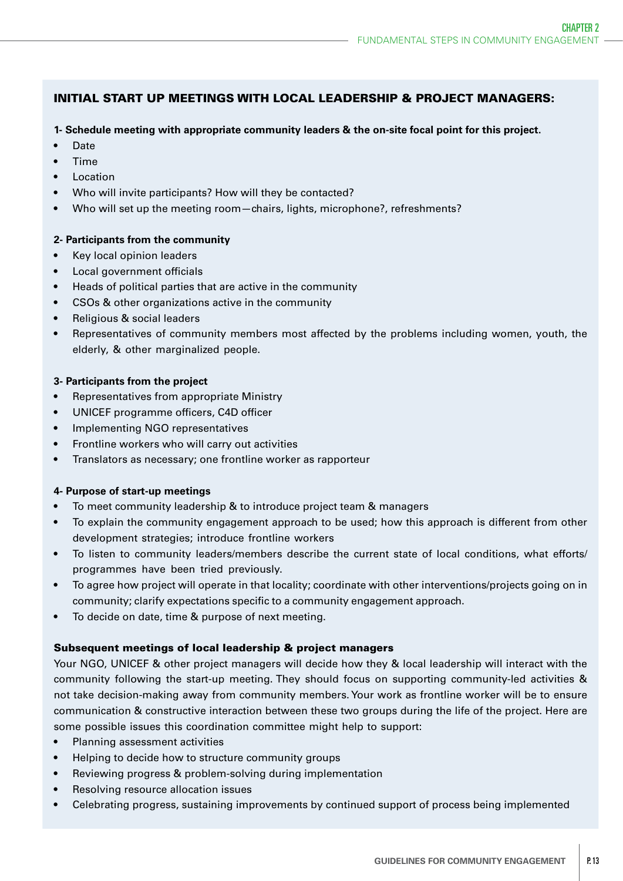## INITIAL START UP MEETINGS WITH LOCAL LEADERSHIP & PROJECT MANAGERS:

**1- Schedule meeting with appropriate community leaders & the on-site focal point for this project.**

- Date
- Time
- Location
- Who will invite participants? How will they be contacted?
- Who will set up the meeting room—chairs, lights, microphone?, refreshments?

**2- Participants from the community**

- Key local opinion leaders
- Local government officials
- Heads of political parties that are active in the community
- CSOs & other organizations active in the community
- Religious & social leaders
- Representatives of community members most affected by the problems including women, youth, the elderly, & other marginalized people.

**3- Participants from the project**

- Representatives from appropriate Ministry
- UNICEF programme officers, C4D officer
- Implementing NGO representatives
- Frontline workers who will carry out activities
- Translators as necessary; one frontline worker as rapporteur

**4- Purpose of start-up meetings**

- To meet community leadership & to introduce project team & managers
- To explain the community engagement approach to be used; how this approach is different from other development strategies; introduce frontline workers
- To listen to community leaders/members describe the current state of local conditions, what efforts/ programmes have been tried previously.
- To agree how project will operate in that locality; coordinate with other interventions/projects going on in community; clarify expectations specific to a community engagement approach.
- To decide on date, time & purpose of next meeting.

### Subsequent meetings of local leadership & project managers

Your NGO, UNICEF & other project managers will decide how they & local leadership will interact with the community following the start-up meeting. They should focus on supporting community-led activities & not take decision-making away from community members. Your work as frontline worker will be to ensure communication & constructive interaction between these two groups during the life of the project. Here are some possible issues this coordination committee might help to support:

- Planning assessment activities
- Helping to decide how to structure community groups
- Reviewing progress & problem-solving during implementation
- Resolving resource allocation issues
- Celebrating progress, sustaining improvements by continued support of process being implemented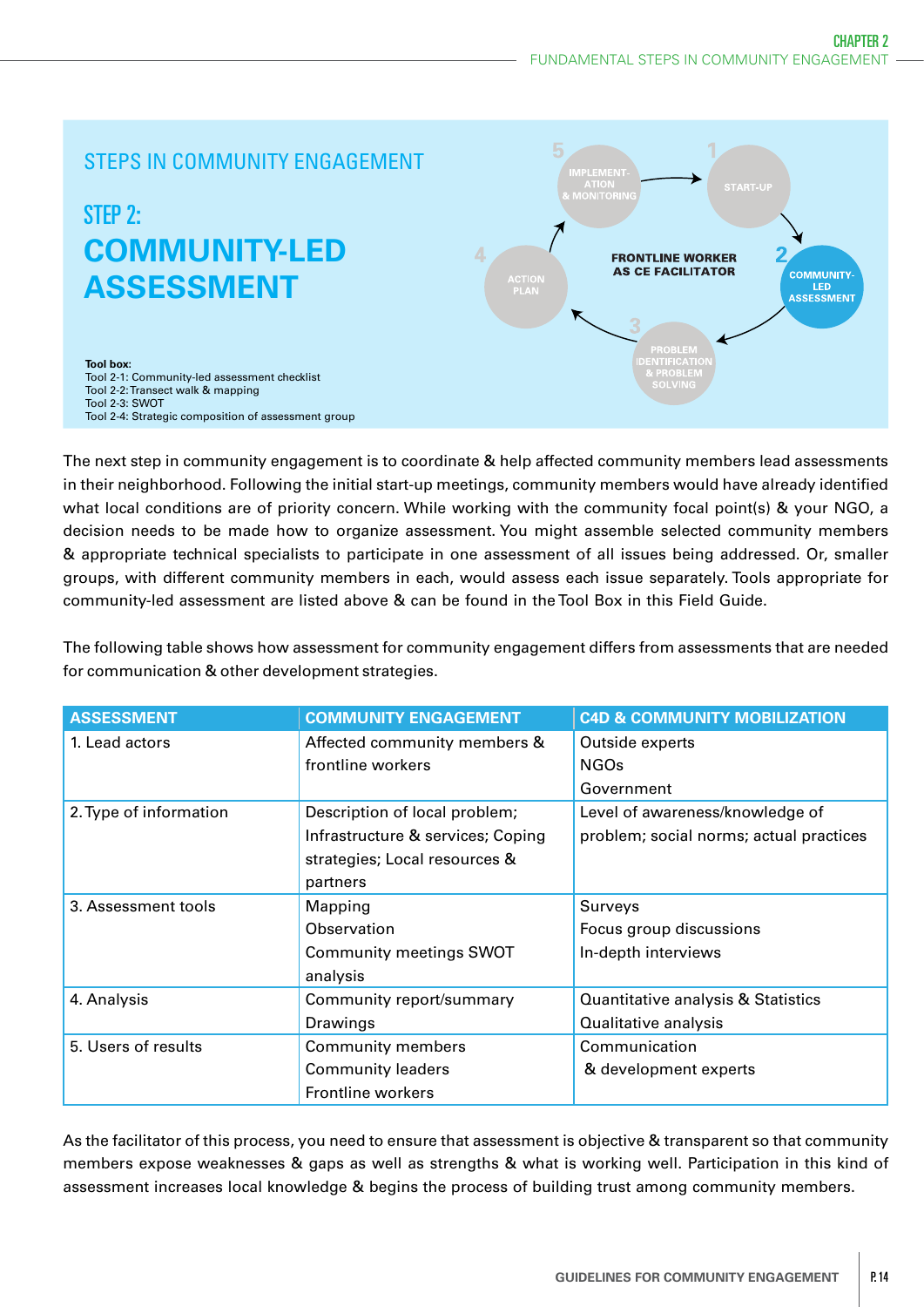## STEPS IN COMMUNITY ENGAGEMENT

# STEP 2: COMMUNITY-LED ASSESSMENT

5 IMPLEMENTATION & MONITORING → 1 START-UP → 2 COMMUNITY-LED ASSESSMENT → 3 PROBLEM IDENTIFICATION & PROBLEM SOLVING → 4 ACTION PLAN

FRONTLINE WORKER AS CE FACILITATOR

**Tool box:**
Tool 2-1: Community-led assessment checklist
Tool 2-2: Transect walk & mapping
Tool 2-3: SWOT
Tool 2-4: Strategic composition of assessment group

The next step in community engagement is to coordinate & help affected community members lead assessments in their neighborhood. Following the initial start-up meetings, community members would have already identified what local conditions are of priority concern. While working with the community focal point(s) & your NGO, a decision needs to be made how to organize assessment. You might assemble selected community members & appropriate technical specialists to participate in one assessment of all issues being addressed. Or, smaller groups, with different community members in each, would assess each issue separately. Tools appropriate for community-led assessment are listed above & can be found in the Tool Box in this Field Guide.

The following table shows how assessment for community engagement differs from assessments that are needed for communication & other development strategies.

| ASSESSMENT | COMMUNITY ENGAGEMENT | C4D & COMMUNITY MOBILIZATION |
|---|---|---|
| 1. Lead actors | Affected community members & frontline workers | Outside experts<br>NGOs<br>Government |
| 2. Type of information | Description of local problem; Infrastructure & services; Coping strategies; Local resources & partners | Level of awareness/knowledge of problem; social norms; actual practices |
| 3. Assessment tools | Mapping<br>Observation<br>Community meetings SWOT analysis | Surveys<br>Focus group discussions<br>In-depth interviews |
| 4. Analysis | Community report/summary<br>Drawings | Quantitative analysis & Statistics<br>Qualitative analysis |
| 5. Users of results | Community members<br>Community leaders<br>Frontline workers | Communication & development experts |

As the facilitator of this process, you need to ensure that assessment is objective & transparent so that community members expose weaknesses & gaps as well as strengths & what is working well. Participation in this kind of assessment increases local knowledge & begins the process of building trust among community members.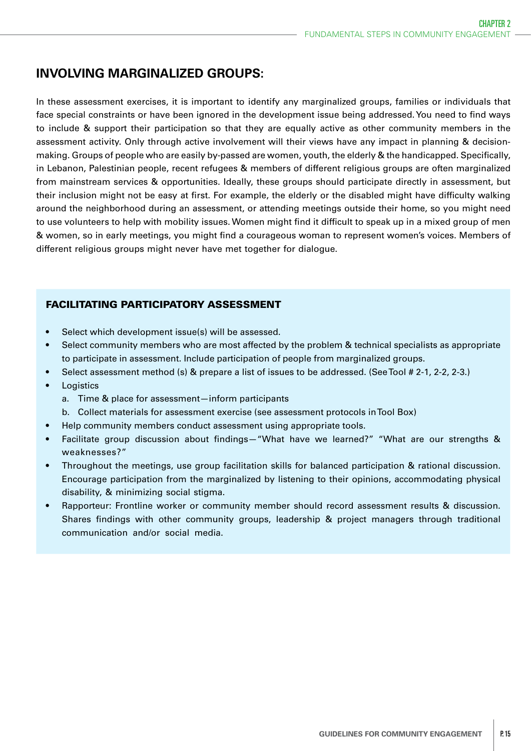## INVOLVING MARGINALIZED GROUPS:

In these assessment exercises, it is important to identify any marginalized groups, families or individuals that face special constraints or have been ignored in the development issue being addressed. You need to find ways to include & support their participation so that they are equally active as other community members in the assessment activity. Only through active involvement will their views have any impact in planning & decision-making. Groups of people who are easily by-passed are women, youth, the elderly & the handicapped. Specifically, in Lebanon, Palestinian people, recent refugees & members of different religious groups are often marginalized from mainstream services & opportunities. Ideally, these groups should participate directly in assessment, but their inclusion might not be easy at first. For example, the elderly or the disabled might have difficulty walking around the neighborhood during an assessment, or attending meetings outside their home, so you might need to use volunteers to help with mobility issues. Women might find it difficult to speak up in a mixed group of men & women, so in early meetings, you might find a courageous woman to represent women's voices. Members of different religious groups might never have met together for dialogue.

### FACILITATING PARTICIPATORY ASSESSMENT

- Select which development issue(s) will be assessed.
- Select community members who are most affected by the problem & technical specialists as appropriate to participate in assessment. Include participation of people from marginalized groups.
- Select assessment method (s) & prepare a list of issues to be addressed. (See Tool # 2-1, 2-2, 2-3.)
- Logistics
  a. Time & place for assessment—inform participants
  b. Collect materials for assessment exercise (see assessment protocols in Tool Box)
- Help community members conduct assessment using appropriate tools.
- Facilitate group discussion about findings—"What have we learned?" "What are our strengths & weaknesses?"
- Throughout the meetings, use group facilitation skills for balanced participation & rational discussion. Encourage participation from the marginalized by listening to their opinions, accommodating physical disability, & minimizing social stigma.
- Rapporteur: Frontline worker or community member should record assessment results & discussion. Shares findings with other community groups, leadership & project managers through traditional communication and/or social media.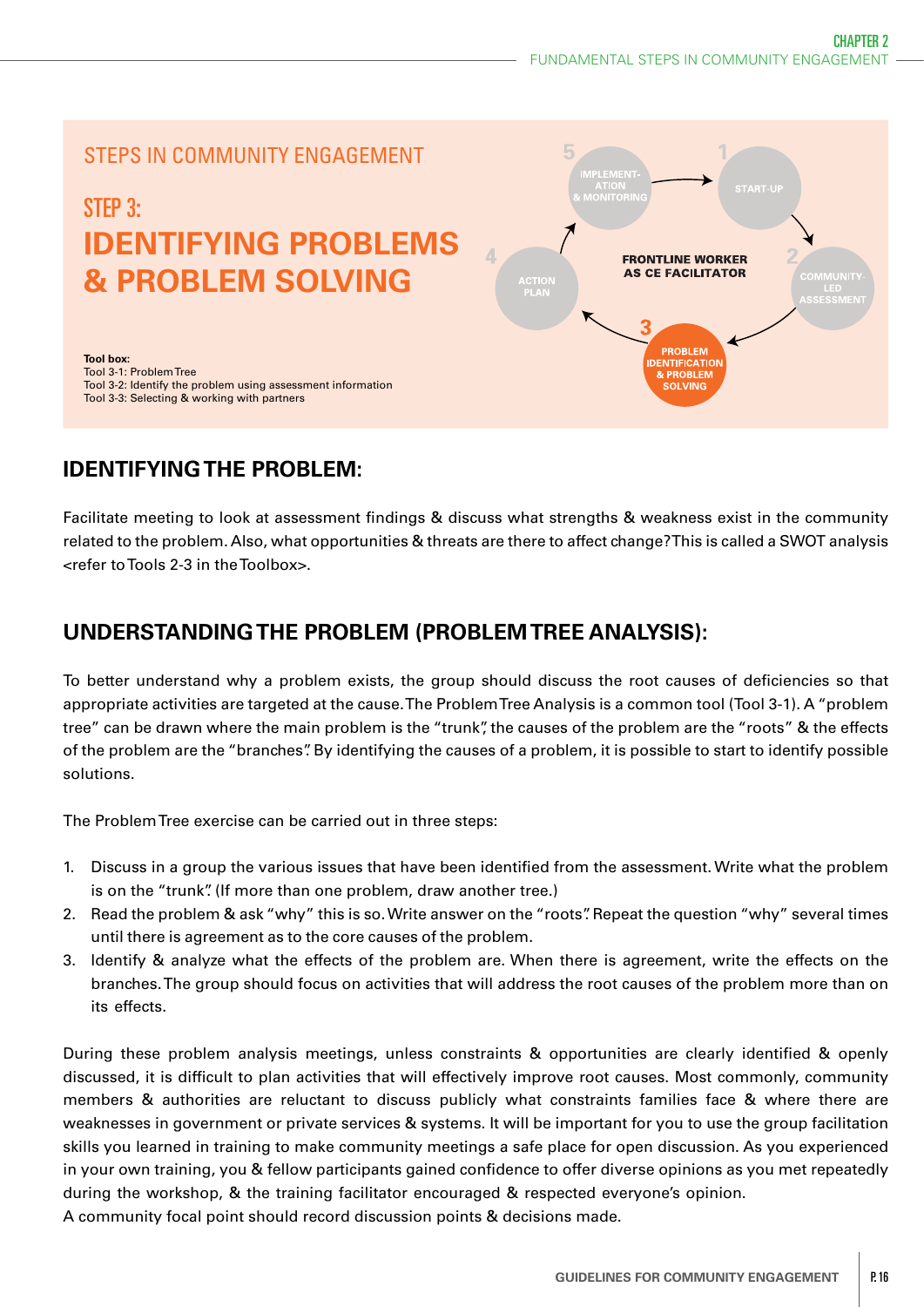## STEPS IN COMMUNITY ENGAGEMENT

# STEP 3: IDENTIFYING PROBLEMS & PROBLEM SOLVING

5 IMPLEMENT-ATION & MONITORING → 1 START-UP → 2 COMMUNITY-LED ASSESSMENT → 3 PROBLEM IDENTIFICATION & PROBLEM SOLVING → 4 ACTION PLAN → 5 IMPLEMENT-ATION & MONITORING

FRONTLINE WORKER AS CE FACILITATOR

**Tool box:**
Tool 3-1: Problem Tree
Tool 3-2: Identify the problem using assessment information
Tool 3-3: Selecting & working with partners

## IDENTIFYING THE PROBLEM:

Facilitate meeting to look at assessment findings & discuss what strengths & weakness exist in the community related to the problem. Also, what opportunities & threats are there to affect change? This is called a SWOT analysis <refer to Tools 2-3 in the Toolbox>.

## UNDERSTANDING THE PROBLEM (PROBLEM TREE ANALYSIS):

To better understand why a problem exists, the group should discuss the root causes of deficiencies so that appropriate activities are targeted at the cause. The Problem Tree Analysis is a common tool (Tool 3-1). A "problem tree" can be drawn where the main problem is the "trunk", the causes of the problem are the "roots" & the effects of the problem are the "branches". By identifying the causes of a problem, it is possible to start to identify possible solutions.

The Problem Tree exercise can be carried out in three steps:

1. Discuss in a group the various issues that have been identified from the assessment. Write what the problem is on the "trunk". (If more than one problem, draw another tree.)
2. Read the problem & ask "why" this is so. Write answer on the "roots". Repeat the question "why" several times until there is agreement as to the core causes of the problem.
3. Identify & analyze what the effects of the problem are. When there is agreement, write the effects on the branches. The group should focus on activities that will address the root causes of the problem more than on its effects.

During these problem analysis meetings, unless constraints & opportunities are clearly identified & openly discussed, it is difficult to plan activities that will effectively improve root causes. Most commonly, community members & authorities are reluctant to discuss publicly what constraints families face & where there are weaknesses in government or private services & systems. It will be important for you to use the group facilitation skills you learned in training to make community meetings a safe place for open discussion. As you experienced in your own training, you & fellow participants gained confidence to offer diverse opinions as you met repeatedly during the workshop, & the training facilitator encouraged & respected everyone's opinion.
A community focal point should record discussion points & decisions made.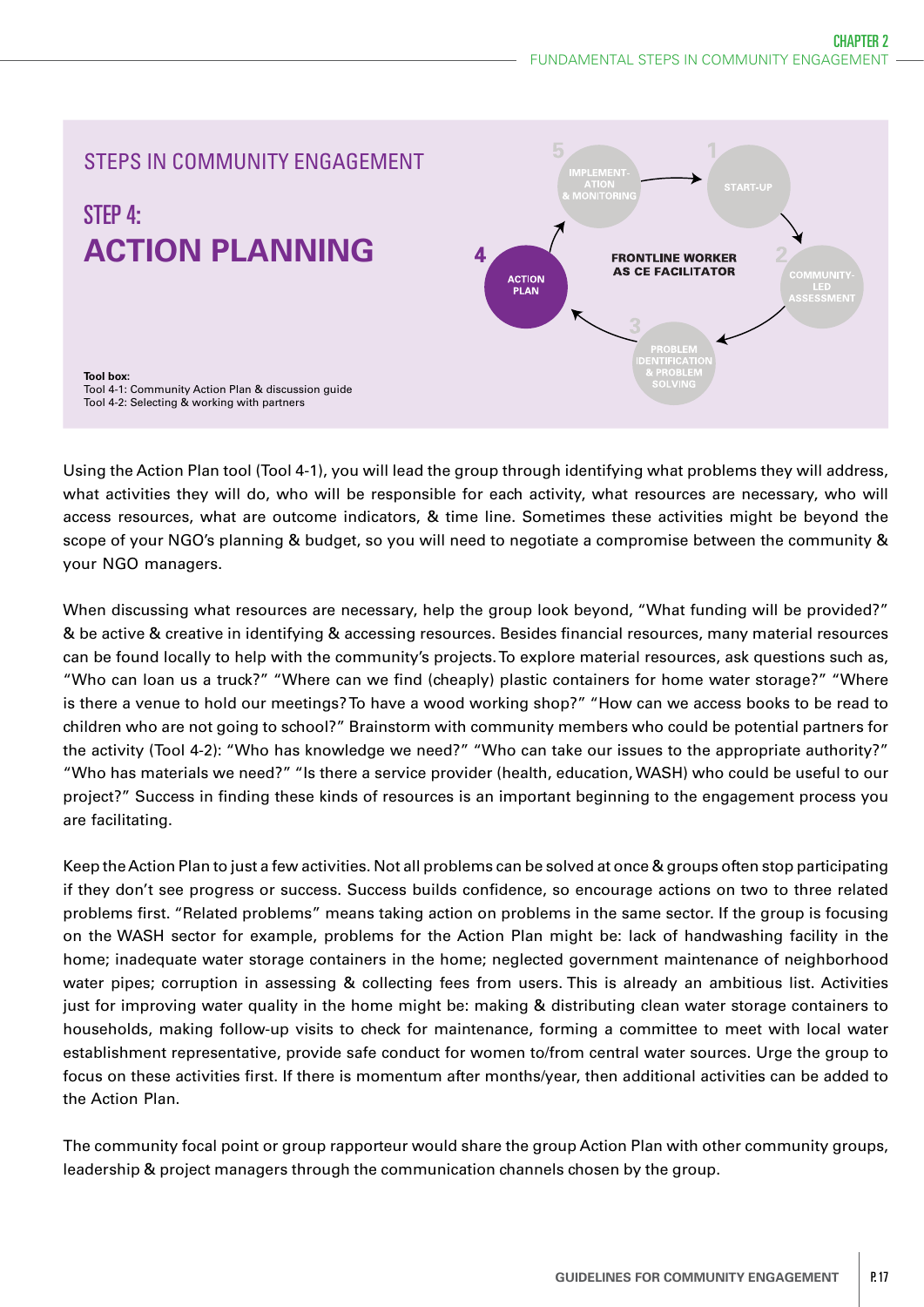## STEPS IN COMMUNITY ENGAGEMENT

# STEP 4:
# ACTION PLANNING

1 START-UP
2 COMMUNITY-LED ASSESSMENT
3 PROBLEM IDENTIFICATION & PROBLEM SOLVING
4 ACTION PLAN
5 IMPLEMENTATION & MONITORING

FRONTLINE WORKER AS CE FACILITATOR

**Tool box:**
Tool 4-1: Community Action Plan & discussion guide
Tool 4-2: Selecting & working with partners

Using the Action Plan tool (Tool 4-1), you will lead the group through identifying what problems they will address, what activities they will do, who will be responsible for each activity, what resources are necessary, who will access resources, what are outcome indicators, & time line. Sometimes these activities might be beyond the scope of your NGO's planning & budget, so you will need to negotiate a compromise between the community & your NGO managers.

When discussing what resources are necessary, help the group look beyond, "What funding will be provided?" & be active & creative in identifying & accessing resources. Besides financial resources, many material resources can be found locally to help with the community's projects. To explore material resources, ask questions such as, "Who can loan us a truck?" "Where can we find (cheaply) plastic containers for home water storage?" "Where is there a venue to hold our meetings? To have a wood working shop?" "How can we access books to be read to children who are not going to school?" Brainstorm with community members who could be potential partners for the activity (Tool 4-2): "Who has knowledge we need?" "Who can take our issues to the appropriate authority?" "Who has materials we need?" "Is there a service provider (health, education, WASH) who could be useful to our project?" Success in finding these kinds of resources is an important beginning to the engagement process you are facilitating.

Keep the Action Plan to just a few activities. Not all problems can be solved at once & groups often stop participating if they don't see progress or success. Success builds confidence, so encourage actions on two to three related problems first. "Related problems" means taking action on problems in the same sector. If the group is focusing on the WASH sector for example, problems for the Action Plan might be: lack of handwashing facility in the home; inadequate water storage containers in the home; neglected government maintenance of neighborhood water pipes; corruption in assessing & collecting fees from users. This is already an ambitious list. Activities just for improving water quality in the home might be: making & distributing clean water storage containers to households, making follow-up visits to check for maintenance, forming a committee to meet with local water establishment representative, provide safe conduct for women to/from central water sources. Urge the group to focus on these activities first. If there is momentum after months/year, then additional activities can be added to the Action Plan.

The community focal point or group rapporteur would share the group Action Plan with other community groups, leadership & project managers through the communication channels chosen by the group.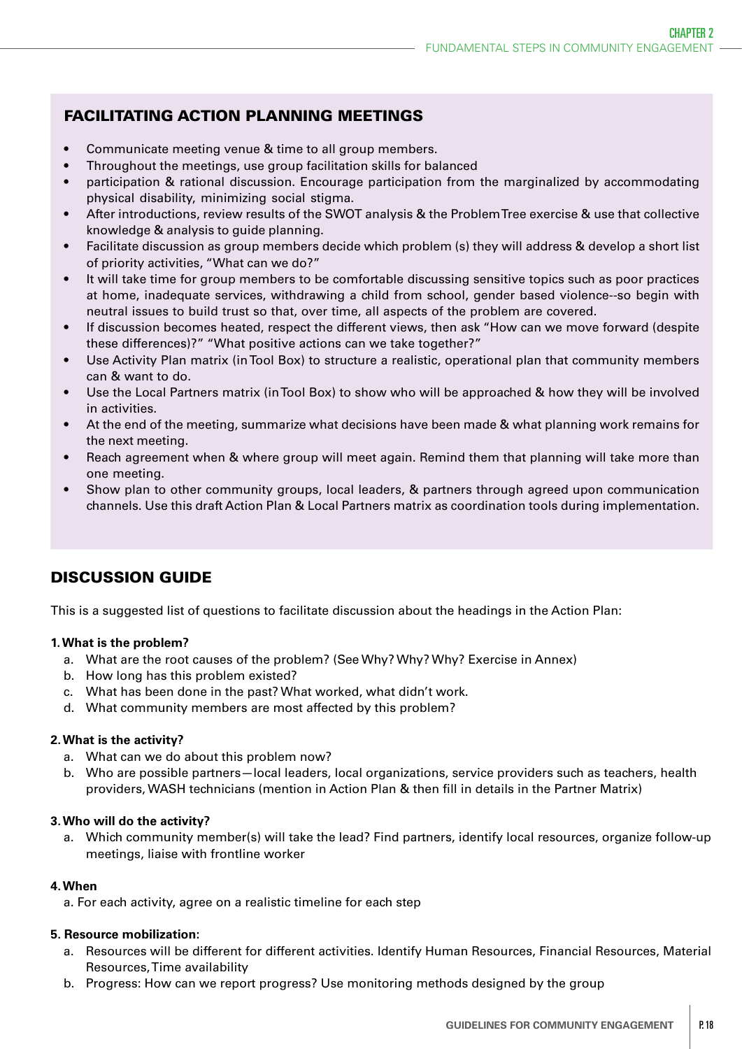## FACILITATING ACTION PLANNING MEETINGS

- Communicate meeting venue & time to all group members.
- Throughout the meetings, use group facilitation skills for balanced
- participation & rational discussion. Encourage participation from the marginalized by accommodating physical disability, minimizing social stigma.
- After introductions, review results of the SWOT analysis & the Problem Tree exercise & use that collective knowledge & analysis to guide planning.
- Facilitate discussion as group members decide which problem (s) they will address & develop a short list of priority activities, "What can we do?"
- It will take time for group members to be comfortable discussing sensitive topics such as poor practices at home, inadequate services, withdrawing a child from school, gender based violence--so begin with neutral issues to build trust so that, over time, all aspects of the problem are covered.
- If discussion becomes heated, respect the different views, then ask "How can we move forward (despite these differences)?" "What positive actions can we take together?"
- Use Activity Plan matrix (in Tool Box) to structure a realistic, operational plan that community members can & want to do.
- Use the Local Partners matrix (in Tool Box) to show who will be approached & how they will be involved in activities.
- At the end of the meeting, summarize what decisions have been made & what planning work remains for the next meeting.
- Reach agreement when & where group will meet again. Remind them that planning will take more than one meeting.
- Show plan to other community groups, local leaders, & partners through agreed upon communication channels. Use this draft Action Plan & Local Partners matrix as coordination tools during implementation.

## DISCUSSION GUIDE

This is a suggested list of questions to facilitate discussion about the headings in the Action Plan:

**1. What is the problem?**

a. What are the root causes of the problem? (See Why? Why? Why? Exercise in Annex)
b. How long has this problem existed?
c. What has been done in the past? What worked, what didn't work.
d. What community members are most affected by this problem?

**2. What is the activity?**

a. What can we do about this problem now?
b. Who are possible partners—local leaders, local organizations, service providers such as teachers, health providers, WASH technicians (mention in Action Plan & then fill in details in the Partner Matrix)

**3. Who will do the activity?**

a. Which community member(s) will take the lead? Find partners, identify local resources, organize follow-up meetings, liaise with frontline worker

**4. When**

a. For each activity, agree on a realistic timeline for each step

**5. Resource mobilization:**

a. Resources will be different for different activities. Identify Human Resources, Financial Resources, Material Resources, Time availability
b. Progress: How can we report progress? Use monitoring methods designed by the group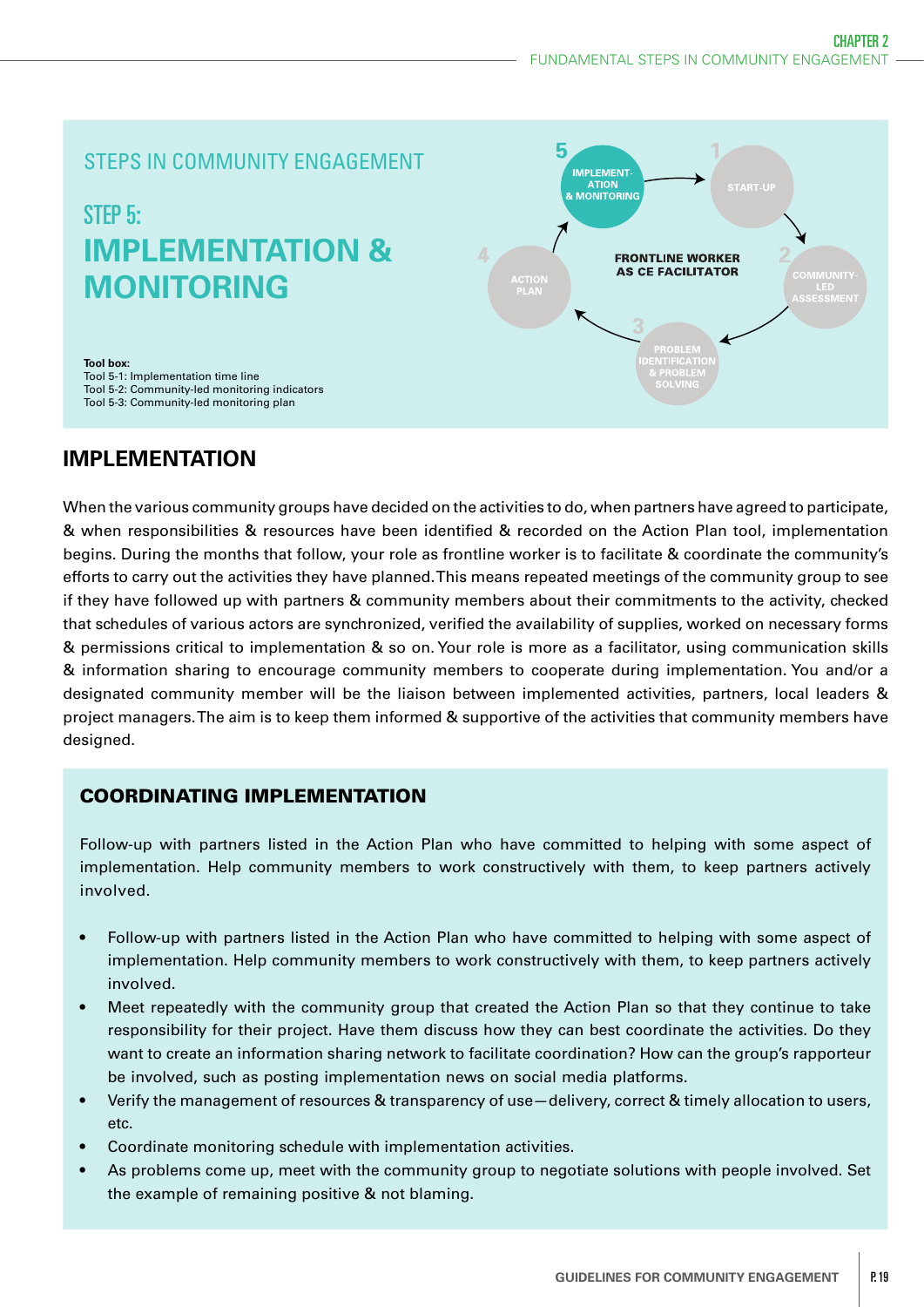STEPS IN COMMUNITY ENGAGEMENT

# STEP 5: IMPLEMENTATION & MONITORING

5 IMPLEMENTATION & MONITORING
1 START-UP
2 COMMUNITY-LED ASSESSMENT
3 PROBLEM IDENTIFICATION & PROBLEM SOLVING
4 ACTION PLAN

FRONTLINE WORKER AS CE FACILITATOR

**Tool box:**
Tool 5-1: Implementation time line
Tool 5-2: Community-led monitoring indicators
Tool 5-3: Community-led monitoring plan

## IMPLEMENTATION

When the various community groups have decided on the activities to do, when partners have agreed to participate, & when responsibilities & resources have been identified & recorded on the Action Plan tool, implementation begins. During the months that follow, your role as frontline worker is to facilitate & coordinate the community's efforts to carry out the activities they have planned. This means repeated meetings of the community group to see if they have followed up with partners & community members about their commitments to the activity, checked that schedules of various actors are synchronized, verified the availability of supplies, worked on necessary forms & permissions critical to implementation & so on. Your role is more as a facilitator, using communication skills & information sharing to encourage community members to cooperate during implementation. You and/or a designated community member will be the liaison between implemented activities, partners, local leaders & project managers. The aim is to keep them informed & supportive of the activities that community members have designed.

### COORDINATING IMPLEMENTATION

Follow-up with partners listed in the Action Plan who have committed to helping with some aspect of implementation. Help community members to work constructively with them, to keep partners actively involved.

- Follow-up with partners listed in the Action Plan who have committed to helping with some aspect of implementation. Help community members to work constructively with them, to keep partners actively involved.
- Meet repeatedly with the community group that created the Action Plan so that they continue to take responsibility for their project. Have them discuss how they can best coordinate the activities. Do they want to create an information sharing network to facilitate coordination? How can the group's rapporteur be involved, such as posting implementation news on social media platforms.
- Verify the management of resources & transparency of use—delivery, correct & timely allocation to users, etc.
- Coordinate monitoring schedule with implementation activities.
- As problems come up, meet with the community group to negotiate solutions with people involved. Set the example of remaining positive & not blaming.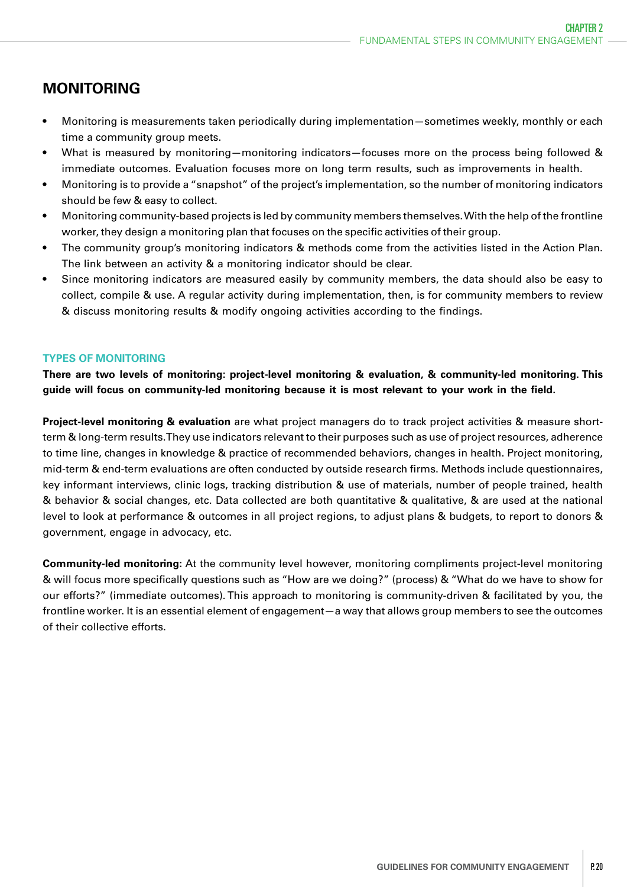## MONITORING

- Monitoring is measurements taken periodically during implementation—sometimes weekly, monthly or each time a community group meets.
- What is measured by monitoring—monitoring indicators—focuses more on the process being followed & immediate outcomes. Evaluation focuses more on long term results, such as improvements in health.
- Monitoring is to provide a "snapshot" of the project's implementation, so the number of monitoring indicators should be few & easy to collect.
- Monitoring community-based projects is led by community members themselves. With the help of the frontline worker, they design a monitoring plan that focuses on the specific activities of their group.
- The community group's monitoring indicators & methods come from the activities listed in the Action Plan. The link between an activity & a monitoring indicator should be clear.
- Since monitoring indicators are measured easily by community members, the data should also be easy to collect, compile & use. A regular activity during implementation, then, is for community members to review & discuss monitoring results & modify ongoing activities according to the findings.

### TYPES OF MONITORING

**There are two levels of monitoring: project-level monitoring & evaluation, & community-led monitoring. This guide will focus on community-led monitoring because it is most relevant to your work in the field.**

**Project-level monitoring & evaluation** are what project managers do to track project activities & measure short-term & long-term results. They use indicators relevant to their purposes such as use of project resources, adherence to time line, changes in knowledge & practice of recommended behaviors, changes in health. Project monitoring, mid-term & end-term evaluations are often conducted by outside research firms. Methods include questionnaires, key informant interviews, clinic logs, tracking distribution & use of materials, number of people trained, health & behavior & social changes, etc. Data collected are both quantitative & qualitative, & are used at the national level to look at performance & outcomes in all project regions, to adjust plans & budgets, to report to donors & government, engage in advocacy, etc.

**Community-led monitoring**: At the community level however, monitoring compliments project-level monitoring & will focus more specifically questions such as "How are we doing?" (process) & "What do we have to show for our efforts?" (immediate outcomes). This approach to monitoring is community-driven & facilitated by you, the frontline worker. It is an essential element of engagement—a way that allows group members to see the outcomes of their collective efforts.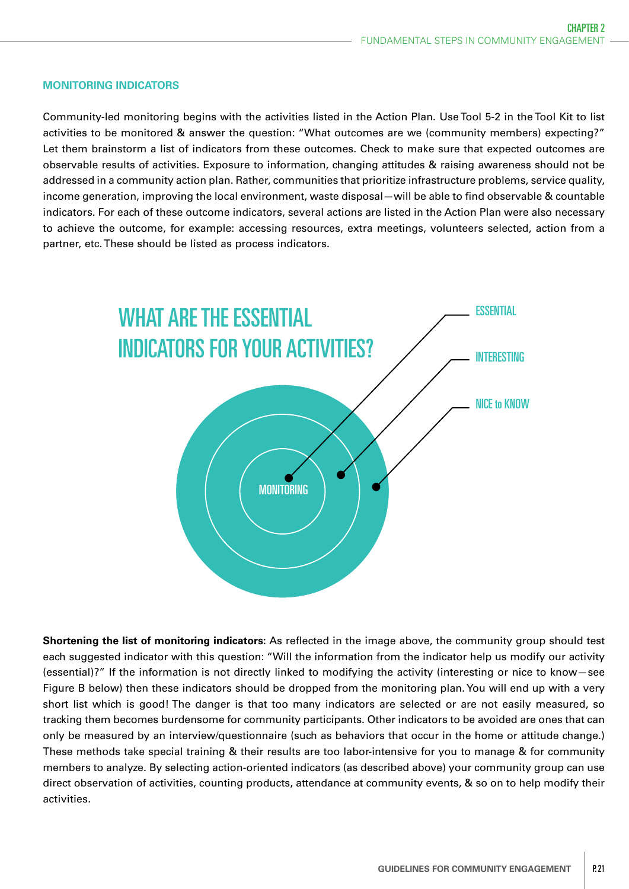## MONITORING INDICATORS

Community-led monitoring begins with the activities listed in the Action Plan. Use Tool 5-2 in the Tool Kit to list activities to be monitored & answer the question: "What outcomes are we (community members) expecting?" Let them brainstorm a list of indicators from these outcomes. Check to make sure that expected outcomes are observable results of activities. Exposure to information, changing attitudes & raising awareness should not be addressed in a community action plan. Rather, communities that prioritize infrastructure problems, service quality, income generation, improving the local environment, waste disposal—will be able to find observable & countable indicators. For each of these outcome indicators, several actions are listed in the Action Plan were also necessary to achieve the outcome, for example: accessing resources, extra meetings, volunteers selected, action from a partner, etc. These should be listed as process indicators.

WHAT ARE THE ESSENTIAL INDICATORS FOR YOUR ACTIVITIES?

MONITORING

ESSENTIAL

INTERESTING

NICE to KNOW

**Shortening the list of monitoring indicators:** As reflected in the image above, the community group should test each suggested indicator with this question: "Will the information from the indicator help us modify our activity (essential)?" If the information is not directly linked to modifying the activity (interesting or nice to know—see Figure B below) then these indicators should be dropped from the monitoring plan. You will end up with a very short list which is good! The danger is that too many indicators are selected or are not easily measured, so tracking them becomes burdensome for community participants. Other indicators to be avoided are ones that can only be measured by an interview/questionnaire (such as behaviors that occur in the home or attitude change.) These methods take special training & their results are too labor-intensive for you to manage & for community members to analyze. By selecting action-oriented indicators (as described above) your community group can use direct observation of activities, counting products, attendance at community events, & so on to help modify their activities.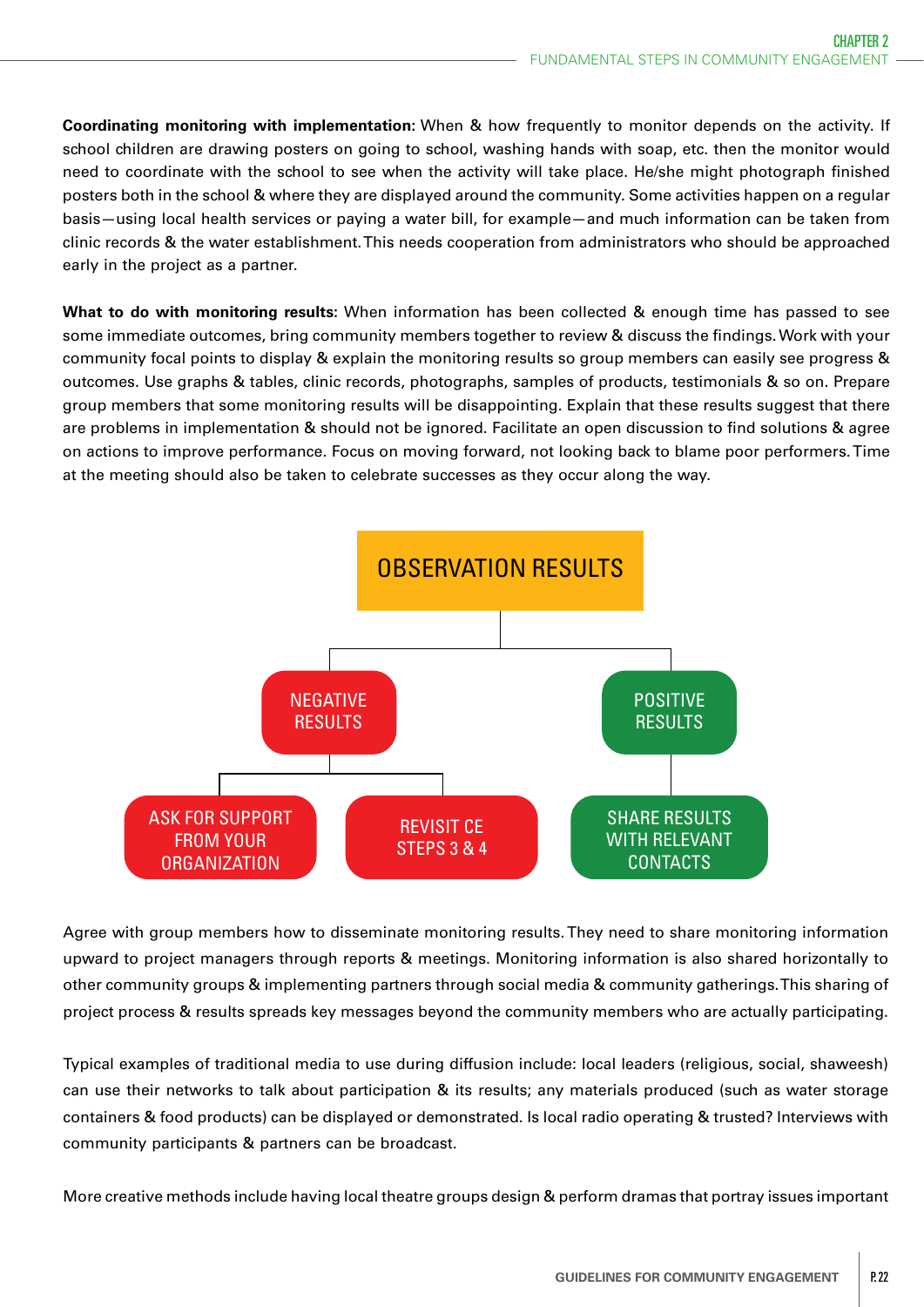**Coordinating monitoring with implementation:** When & how frequently to monitor depends on the activity. If school children are drawing posters on going to school, washing hands with soap, etc. then the monitor would need to coordinate with the school to see when the activity will take place. He/she might photograph finished posters both in the school & where they are displayed around the community. Some activities happen on a regular basis—using local health services or paying a water bill, for example—and much information can be taken from clinic records & the water establishment. This needs cooperation from administrators who should be approached early in the project as a partner.

**What to do with monitoring results**: When information has been collected & enough time has passed to see some immediate outcomes, bring community members together to review & discuss the findings. Work with your community focal points to display & explain the monitoring results so group members can easily see progress & outcomes. Use graphs & tables, clinic records, photographs, samples of products, testimonials & so on. Prepare group members that some monitoring results will be disappointing. Explain that these results suggest that there are problems in implementation & should not be ignored. Facilitate an open discussion to find solutions & agree on actions to improve performance. Focus on moving forward, not looking back to blame poor performers. Time at the meeting should also be taken to celebrate successes as they occur along the way.

OBSERVATION RESULTS

- NEGATIVE RESULTS
  - ASK FOR SUPPORT FROM YOUR ORGANIZATION
  - REVISIT CE STEPS 3 & 4
- POSITIVE RESULTS
  - SHARE RESULTS WITH RELEVANT CONTACTS

Agree with group members how to disseminate monitoring results. They need to share monitoring information upward to project managers through reports & meetings. Monitoring information is also shared horizontally to other community groups & implementing partners through social media & community gatherings. This sharing of project process & results spreads key messages beyond the community members who are actually participating.

Typical examples of traditional media to use during diffusion include: local leaders (religious, social, shaweesh) can use their networks to talk about participation & its results; any materials produced (such as water storage containers & food products) can be displayed or demonstrated. Is local radio operating & trusted? Interviews with community participants & partners can be broadcast.

More creative methods include having local theatre groups design & perform dramas that portray issues important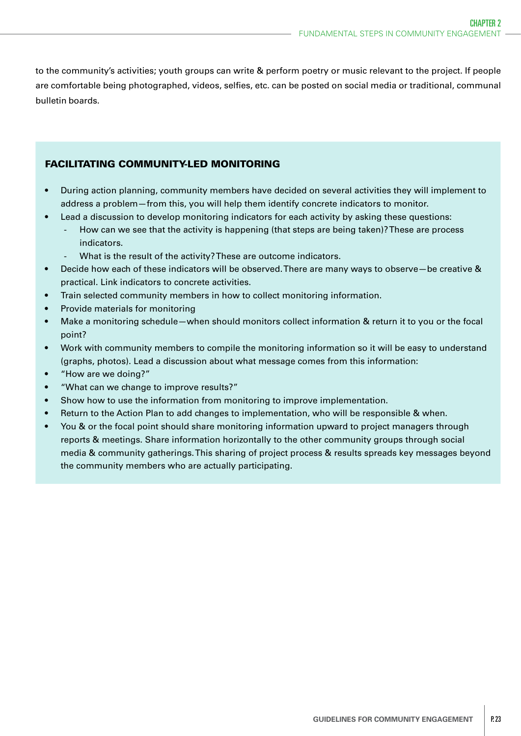to the community's activities; youth groups can write & perform poetry or music relevant to the project. If people are comfortable being photographed, videos, selfies, etc. can be posted on social media or traditional, communal bulletin boards.

### FACILITATING COMMUNITY-LED MONITORING

- During action planning, community members have decided on several activities they will implement to address a problem—from this, you will help them identify concrete indicators to monitor.
- Lead a discussion to develop monitoring indicators for each activity by asking these questions:
  - How can we see that the activity is happening (that steps are being taken)? These are process indicators.
  - What is the result of the activity? These are outcome indicators.
- Decide how each of these indicators will be observed. There are many ways to observe—be creative & practical. Link indicators to concrete activities.
- Train selected community members in how to collect monitoring information.
- Provide materials for monitoring
- Make a monitoring schedule—when should monitors collect information & return it to you or the focal point?
- Work with community members to compile the monitoring information so it will be easy to understand (graphs, photos). Lead a discussion about what message comes from this information:
- "How are we doing?"
- "What can we change to improve results?"
- Show how to use the information from monitoring to improve implementation.
- Return to the Action Plan to add changes to implementation, who will be responsible & when.
- You & or the focal point should share monitoring information upward to project managers through reports & meetings. Share information horizontally to the other community groups through social media & community gatherings. This sharing of project process & results spreads key messages beyond the community members who are actually participating.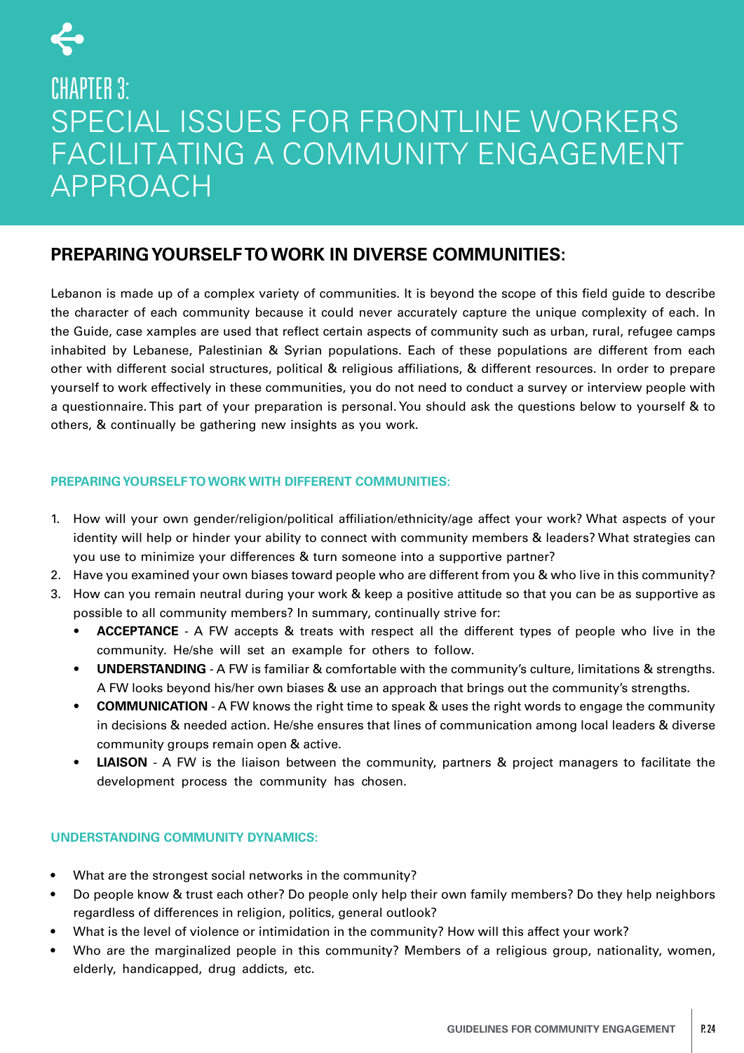# CHAPTER 3:
# SPECIAL ISSUES FOR FRONTLINE WORKERS FACILITATING A COMMUNITY ENGAGEMENT APPROACH

## PREPARING YOURSELF TO WORK IN DIVERSE COMMUNITIES:

Lebanon is made up of a complex variety of communities. It is beyond the scope of this field guide to describe the character of each community because it could never accurately capture the unique complexity of each. In the Guide, case xamples are used that reflect certain aspects of community such as urban, rural, refugee camps inhabited by Lebanese, Palestinian & Syrian populations. Each of these populations are different from each other with different social structures, political & religious affiliations, & different resources. In order to prepare yourself to work effectively in these communities, you do not need to conduct a survey or interview people with a questionnaire. This part of your preparation is personal. You should ask the questions below to yourself & to others, & continually be gathering new insights as you work.

### PREPARING YOURSELF TO WORK WITH DIFFERENT COMMUNITIES:

1. How will your own gender/religion/political affiliation/ethnicity/age affect your work? What aspects of your identity will help or hinder your ability to connect with community members & leaders? What strategies can you use to minimize your differences & turn someone into a supportive partner?
2. Have you examined your own biases toward people who are different from you & who live in this community?
3. How can you remain neutral during your work & keep a positive attitude so that you can be as supportive as possible to all community members? In summary, continually strive for:
   - **ACCEPTANCE** - A FW accepts & treats with respect all the different types of people who live in the community. He/she will set an example for others to follow.
   - **UNDERSTANDING** - A FW is familiar & comfortable with the community's culture, limitations & strengths. A FW looks beyond his/her own biases & use an approach that brings out the community's strengths.
   - **COMMUNICATION** - A FW knows the right time to speak & uses the right words to engage the community in decisions & needed action. He/she ensures that lines of communication among local leaders & diverse community groups remain open & active.
   - **LIAISON** - A FW is the liaison between the community, partners & project managers to facilitate the development process the community has chosen.

### UNDERSTANDING COMMUNITY DYNAMICS:

- What are the strongest social networks in the community?
- Do people know & trust each other? Do people only help their own family members? Do they help neighbors regardless of differences in religion, politics, general outlook?
- What is the level of violence or intimidation in the community? How will this affect your work?
- Who are the marginalized people in this community? Members of a religious group, nationality, women, elderly, handicapped, drug addicts, etc.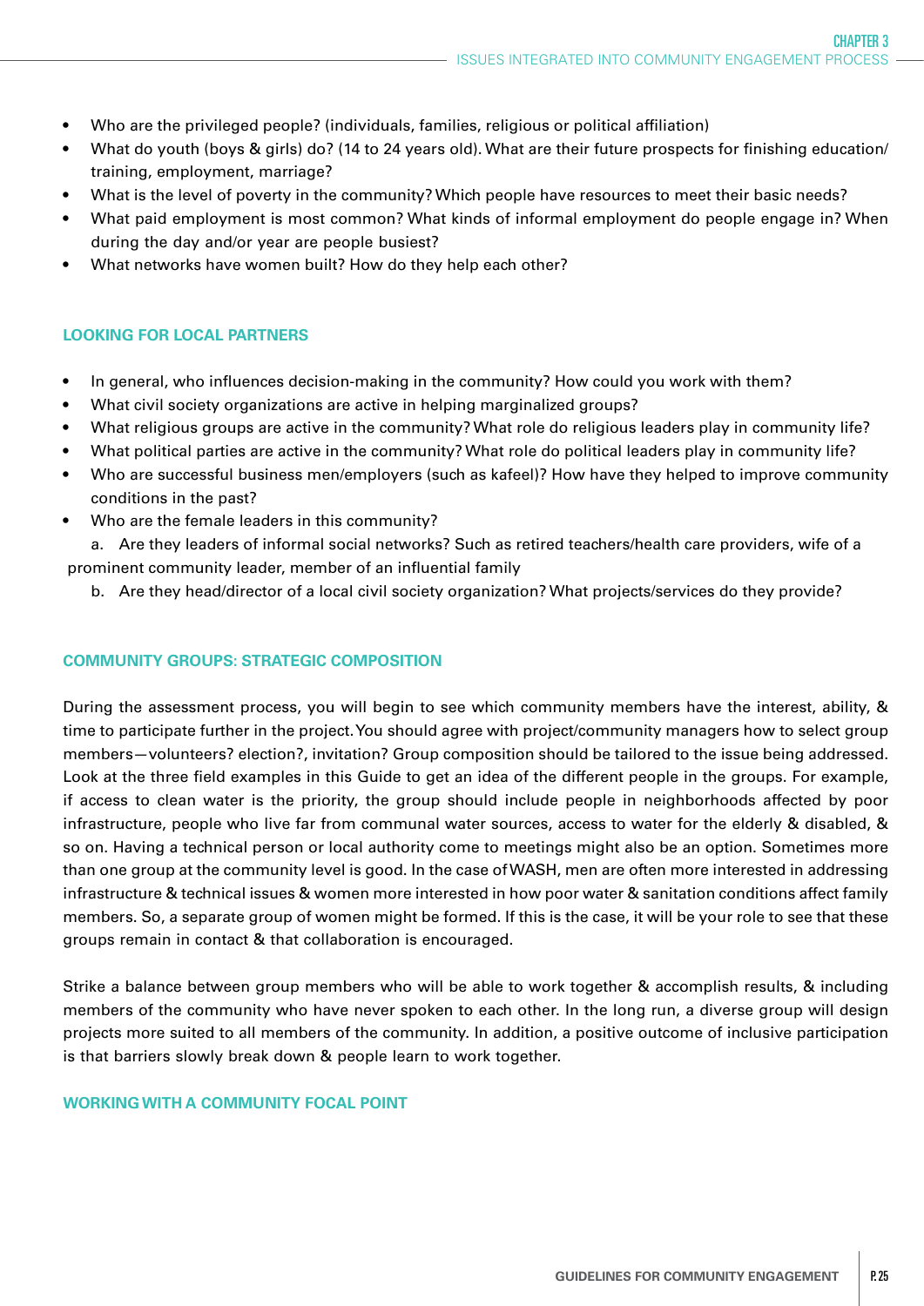- Who are the privileged people? (individuals, families, religious or political affiliation)
- What do youth (boys & girls) do? (14 to 24 years old). What are their future prospects for finishing education/ training, employment, marriage?
- What is the level of poverty in the community? Which people have resources to meet their basic needs?
- What paid employment is most common? What kinds of informal employment do people engage in? When during the day and/or year are people busiest?
- What networks have women built? How do they help each other?

## LOOKING FOR LOCAL PARTNERS

- In general, who influences decision-making in the community? How could you work with them?
- What civil society organizations are active in helping marginalized groups?
- What religious groups are active in the community? What role do religious leaders play in community life?
- What political parties are active in the community? What role do political leaders play in community life?
- Who are successful business men/employers (such as kafeel)? How have they helped to improve community conditions in the past?
- Who are the female leaders in this community?
  a. Are they leaders of informal social networks? Such as retired teachers/health care providers, wife of a prominent community leader, member of an influential family
  b. Are they head/director of a local civil society organization? What projects/services do they provide?

## COMMUNITY GROUPS: STRATEGIC COMPOSITION

During the assessment process, you will begin to see which community members have the interest, ability, & time to participate further in the project. You should agree with project/community managers how to select group members—volunteers? election?, invitation? Group composition should be tailored to the issue being addressed. Look at the three field examples in this Guide to get an idea of the different people in the groups. For example, if access to clean water is the priority, the group should include people in neighborhoods affected by poor infrastructure, people who live far from communal water sources, access to water for the elderly & disabled, & so on. Having a technical person or local authority come to meetings might also be an option. Sometimes more than one group at the community level is good. In the case of WASH, men are often more interested in addressing infrastructure & technical issues & women more interested in how poor water & sanitation conditions affect family members. So, a separate group of women might be formed. If this is the case, it will be your role to see that these groups remain in contact & that collaboration is encouraged.

Strike a balance between group members who will be able to work together & accomplish results, & including members of the community who have never spoken to each other. In the long run, a diverse group will design projects more suited to all members of the community. In addition, a positive outcome of inclusive participation is that barriers slowly break down & people learn to work together.

## WORKING WITH A COMMUNITY FOCAL POINT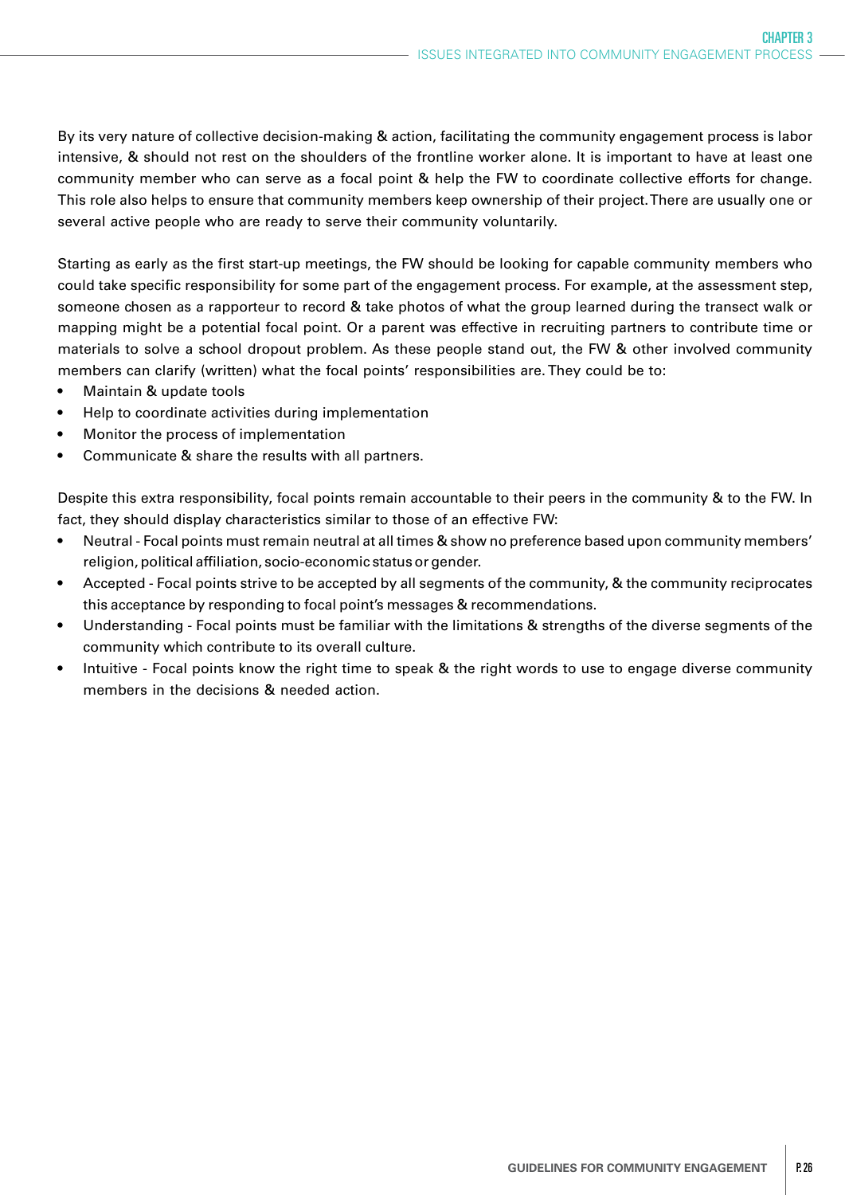By its very nature of collective decision-making & action, facilitating the community engagement process is labor intensive, & should not rest on the shoulders of the frontline worker alone. It is important to have at least one community member who can serve as a focal point & help the FW to coordinate collective efforts for change. This role also helps to ensure that community members keep ownership of their project. There are usually one or several active people who are ready to serve their community voluntarily.

Starting as early as the first start-up meetings, the FW should be looking for capable community members who could take specific responsibility for some part of the engagement process. For example, at the assessment step, someone chosen as a rapporteur to record & take photos of what the group learned during the transect walk or mapping might be a potential focal point. Or a parent was effective in recruiting partners to contribute time or materials to solve a school dropout problem. As these people stand out, the FW & other involved community members can clarify (written) what the focal points' responsibilities are. They could be to:

- Maintain & update tools
- Help to coordinate activities during implementation
- Monitor the process of implementation
- Communicate & share the results with all partners.

Despite this extra responsibility, focal points remain accountable to their peers in the community & to the FW. In fact, they should display characteristics similar to those of an effective FW:

- Neutral - Focal points must remain neutral at all times & show no preference based upon community members' religion, political affiliation, socio-economic status or gender.
- Accepted - Focal points strive to be accepted by all segments of the community, & the community reciprocates this acceptance by responding to focal point's messages & recommendations.
- Understanding - Focal points must be familiar with the limitations & strengths of the diverse segments of the community which contribute to its overall culture.
- Intuitive - Focal points know the right time to speak & the right words to use to engage diverse community members in the decisions & needed action.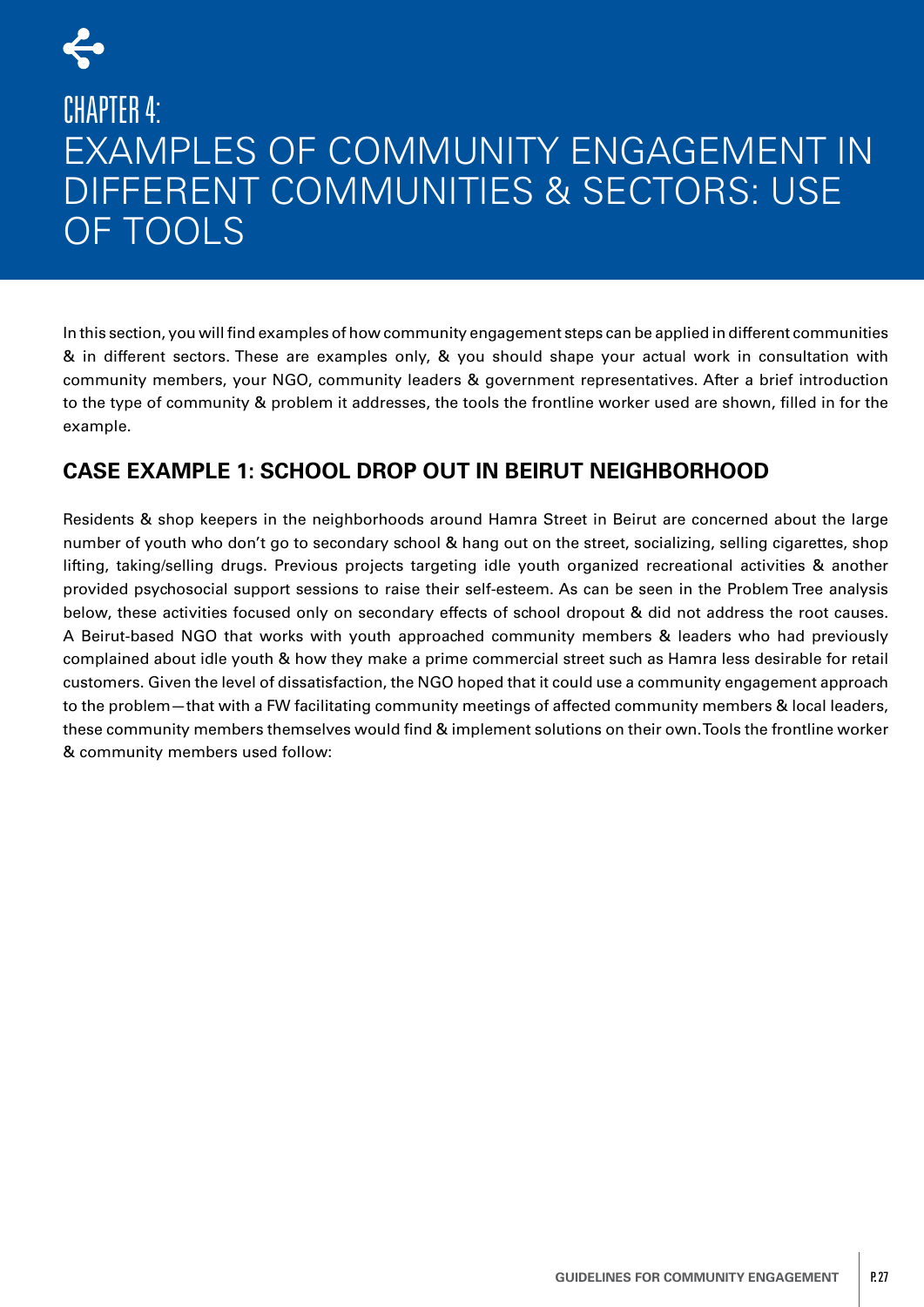# CHAPTER 4:
# EXAMPLES OF COMMUNITY ENGAGEMENT IN DIFFERENT COMMUNITIES & SECTORS: USE OF TOOLS

In this section, you will find examples of how community engagement steps can be applied in different communities & in different sectors. These are examples only, & you should shape your actual work in consultation with community members, your NGO, community leaders & government representatives. After a brief introduction to the type of community & problem it addresses, the tools the frontline worker used are shown, filled in for the example.

## CASE EXAMPLE 1: SCHOOL DROP OUT IN BEIRUT NEIGHBORHOOD

Residents & shop keepers in the neighborhoods around Hamra Street in Beirut are concerned about the large number of youth who don't go to secondary school & hang out on the street, socializing, selling cigarettes, shop lifting, taking/selling drugs. Previous projects targeting idle youth organized recreational activities & another provided psychosocial support sessions to raise their self-esteem. As can be seen in the Problem Tree analysis below, these activities focused only on secondary effects of school dropout & did not address the root causes. A Beirut-based NGO that works with youth approached community members & leaders who had previously complained about idle youth & how they make a prime commercial street such as Hamra less desirable for retail customers. Given the level of dissatisfaction, the NGO hoped that it could use a community engagement approach to the problem—that with a FW facilitating community meetings of affected community members & local leaders, these community members themselves would find & implement solutions on their own. Tools the frontline worker & community members used follow: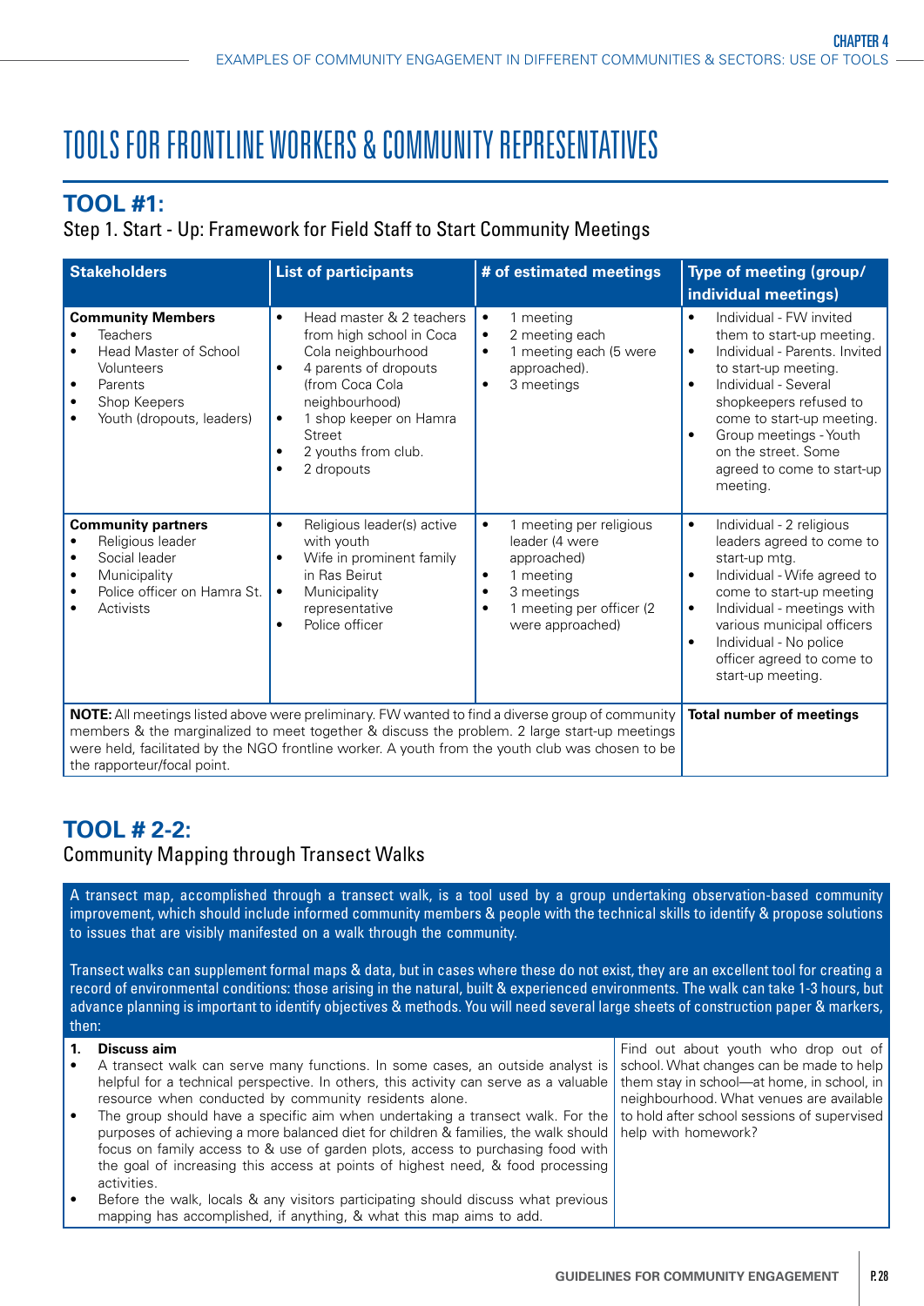# TOOLS FOR FRONTLINE WORKERS & COMMUNITY REPRESENTATIVES

## TOOL #1:

Step 1. Start - Up: Framework for Field Staff to Start Community Meetings

| Stakeholders | List of participants | # of estimated meetings | Type of meeting (group/ individual meetings) |
|---|---|---|---|
| **Community Members**<br>• Teachers<br>• Head Master of School Volunteers<br>• Parents<br>• Shop Keepers<br>• Youth (dropouts, leaders) | • Head master & 2 teachers from high school in Coca Cola neighbourhood<br>• 4 parents of dropouts (from Coca Cola neighbourhood)<br>• 1 shop keeper on Hamra Street<br>• 2 youths from club.<br>• 2 dropouts | • 1 meeting<br>• 2 meeting each<br>• 1 meeting each (5 were approached).<br>• 3 meetings | • Individual - FW invited them to start-up meeting.<br>• Individual - Parents. Invited to start-up meeting.<br>• Individual - Several shopkeepers refused to come to start-up meeting.<br>• Group meetings - Youth on the street. Some agreed to come to start-up meeting. |
| **Community partners**<br>• Religious leader<br>• Social leader<br>• Municipality<br>• Police officer on Hamra St.<br>• Activists | • Religious leader(s) active with youth<br>• Wife in prominent family in Ras Beirut<br>• Municipality representative<br>• Police officer | • 1 meeting per religious leader (4 were approached)<br>• 1 meeting<br>• 3 meetings<br>• 1 meeting per officer (2 were approached) | • Individual - 2 religious leaders agreed to come to start-up mtg.<br>• Individual - Wife agreed to come to start-up meeting<br>• Individual - meetings with various municipal officers<br>• Individual - No police officer agreed to come to start-up meeting. |
| **NOTE:** All meetings listed above were preliminary. FW wanted to find a diverse group of community members & the marginalized to meet together & discuss the problem. 2 large start-up meetings were held, facilitated by the NGO frontline worker. A youth from the youth club was chosen to be the rapporteur/focal point. | | | **Total number of meetings** |

## TOOL # 2-2:

Community Mapping through Transect Walks

A transect map, accomplished through a transect walk, is a tool used by a group undertaking observation-based community improvement, which should include informed community members & people with the technical skills to identify & propose solutions to issues that are visibly manifested on a walk through the community.

Transect walks can supplement formal maps & data, but in cases where these do not exist, they are an excellent tool for creating a record of environmental conditions: those arising in the natural, built & experienced environments. The walk can take 1-3 hours, but advance planning is important to identify objectives & methods. You will need several large sheets of construction paper & markers, then:

| | |
|---|---|
| **1. Discuss aim**<br>• A transect walk can serve many functions. In some cases, an outside analyst is helpful for a technical perspective. In others, this activity can serve as a valuable resource when conducted by community residents alone.<br>• The group should have a specific aim when undertaking a transect walk. For the purposes of achieving a more balanced diet for children & families, the walk should focus on family access to & use of garden plots, access to purchasing food with the goal of increasing this access at points of highest need, & food processing activities.<br>• Before the walk, locals & any visitors participating should discuss what previous mapping has accomplished, if anything, & what this map aims to add. | Find out about youth who drop out of school. What changes can be made to help them stay in school—at home, in school, in neighbourhood. What venues are available to hold after school sessions of supervised help with homework? |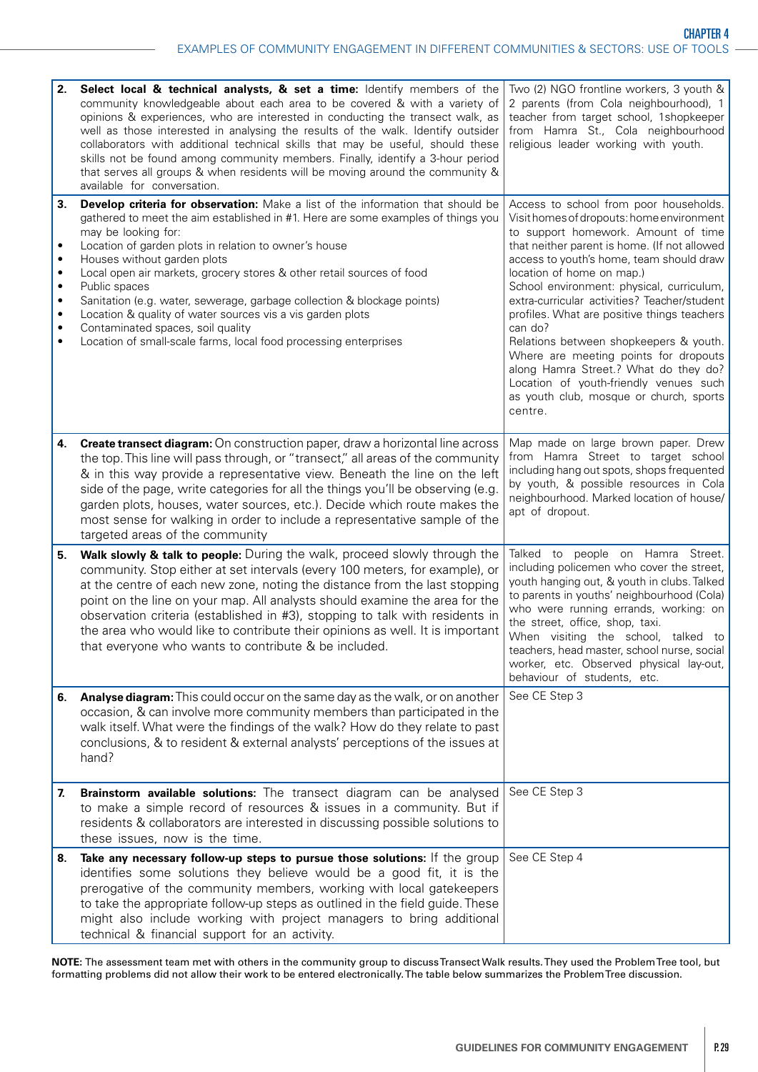| | | |
|---|---|---|
| 2. | **Select local & technical analysts, & set a time:** Identify members of the community knowledgeable about each area to be covered & with a variety of opinions & experiences, who are interested in conducting the transect walk, as well as those interested in analysing the results of the walk. Identify outsider collaborators with additional technical skills that may be useful, should these skills not be found among community members. Finally, identify a 3-hour period that serves all groups & when residents will be moving around the community & available for conversation. | Two (2) NGO frontline workers, 3 youth & 2 parents (from Cola neighbourhood), 1 teacher from target school, 1shopkeeper from Hamra St., Cola neighbourhood religious leader working with youth. |
| 3. | **Develop criteria for observation:** Make a list of the information that should be gathered to meet the aim established in #1. Here are some examples of things you may be looking for:<br>• Location of garden plots in relation to owner's house<br>• Houses without garden plots<br>• Local open air markets, grocery stores & other retail sources of food<br>• Public spaces<br>• Sanitation (e.g. water, sewerage, garbage collection & blockage points)<br>• Location & quality of water sources vis a vis garden plots<br>• Contaminated spaces, soil quality<br>• Location of small-scale farms, local food processing enterprises | Access to school from poor households. Visit homes of dropouts: home environment to support homework. Amount of time that neither parent is home. (If not allowed access to youth's home, team should draw location of home on map.)<br>School environment: physical, curriculum, extra-curricular activities? Teacher/student profiles. What are positive things teachers can do?<br>Relations between shopkeepers & youth. Where are meeting points for dropouts along Hamra Street.? What do they do? Location of youth-friendly venues such as youth club, mosque or church, sports centre. |
| 4. | **Create transect diagram:** On construction paper, draw a horizontal line across the top. This line will pass through, or "transect," all areas of the community & in this way provide a representative view. Beneath the line on the left side of the page, write categories for all the things you'll be observing (e.g. garden plots, houses, water sources, etc.). Decide which route makes the most sense for walking in order to include a representative sample of the targeted areas of the community | Map made on large brown paper. Drew from Hamra Street to target school including hang out spots, shops frequented by youth, & possible resources in Cola neighbourhood. Marked location of house/ apt of dropout. |
| 5. | **Walk slowly & talk to people:** During the walk, proceed slowly through the community. Stop either at set intervals (every 100 meters, for example), or at the centre of each new zone, noting the distance from the last stopping point on the line on your map. All analysts should examine the area for the observation criteria (established in #3), stopping to talk with residents in the area who would like to contribute their opinions as well. It is important that everyone who wants to contribute & be included. | Talked to people on Hamra Street. including policemen who cover the street, youth hanging out, & youth in clubs. Talked to parents in youths' neighbourhood (Cola) who were running errands, working: on the street, office, shop, taxi.<br>When visiting the school, talked to teachers, head master, school nurse, social worker, etc. Observed physical lay-out, behaviour of students, etc. |
| 6. | **Analyse diagram:** This could occur on the same day as the walk, or on another occasion, & can involve more community members than participated in the walk itself. What were the findings of the walk? How do they relate to past conclusions, & to resident & external analysts' perceptions of the issues at hand? | See CE Step 3 |
| 7. | **Brainstorm available solutions:** The transect diagram can be analysed to make a simple record of resources & issues in a community. But if residents & collaborators are interested in discussing possible solutions to these issues, now is the time. | See CE Step 3 |
| 8. | **Take any necessary follow-up steps to pursue those solutions:** If the group identifies some solutions they believe would be a good fit, it is the prerogative of the community members, working with local gatekeepers to take the appropriate follow-up steps as outlined in the field guide. These might also include working with project managers to bring additional technical & financial support for an activity. | See CE Step 4 |

**NOTE:** The assessment team met with others in the community group to discuss Transect Walk results. They used the Problem Tree tool, but formatting problems did not allow their work to be entered electronically. The table below summarizes the Problem Tree discussion.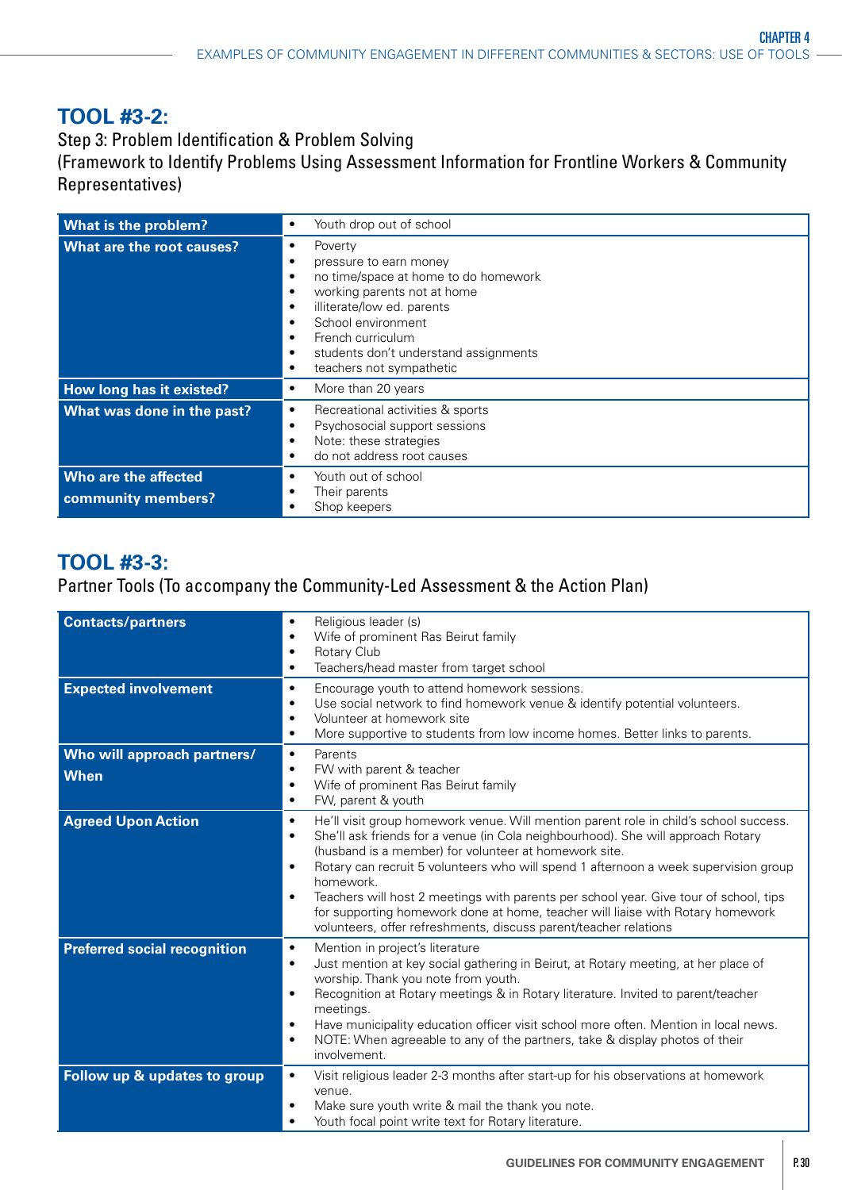## TOOL #3-2:

Step 3: Problem Identification & Problem Solving
(Framework to Identify Problems Using Assessment Information for Frontline Workers & Community Representatives)

| | |
|---|---|
| **What is the problem?** | • Youth drop out of school |
| **What are the root causes?** | • Poverty<br>• pressure to earn money<br>• no time/space at home to do homework<br>• working parents not at home<br>• illiterate/low ed. parents<br>• School environment<br>• French curriculum<br>• students don't understand assignments<br>• teachers not sympathetic |
| **How long has it existed?** | • More than 20 years |
| **What was done in the past?** | • Recreational activities & sports<br>• Psychosocial support sessions<br>• Note: these strategies<br>• do not address root causes |
| **Who are the affected community members?** | • Youth out of school<br>• Their parents<br>• Shop keepers |

## TOOL #3-3:

Partner Tools (To accompany the Community-Led Assessment & the Action Plan)

| | |
|---|---|
| **Contacts/partners** | • Religious leader (s)<br>• Wife of prominent Ras Beirut family<br>• Rotary Club<br>• Teachers/head master from target school |
| **Expected involvement** | • Encourage youth to attend homework sessions.<br>• Use social network to find homework venue & identify potential volunteers.<br>• Volunteer at homework site<br>• More supportive to students from low income homes. Better links to parents. |
| **Who will approach partners/ When** | • Parents<br>• FW with parent & teacher<br>• Wife of prominent Ras Beirut family<br>• FW, parent & youth |
| **Agreed Upon Action** | • He'll visit group homework venue. Will mention parent role in child's school success.<br>• She'll ask friends for a venue (in Cola neighbourhood). She will approach Rotary (husband is a member) for volunteer at homework site.<br>• Rotary can recruit 5 volunteers who will spend 1 afternoon a week supervision group homework.<br>• Teachers will host 2 meetings with parents per school year. Give tour of school, tips for supporting homework done at home, teacher will liaise with Rotary homework volunteers, offer refreshments, discuss parent/teacher relations |
| **Preferred social recognition** | • Mention in project's literature<br>• Just mention at key social gathering in Beirut, at Rotary meeting, at her place of worship. Thank you note from youth.<br>• Recognition at Rotary meetings & in Rotary literature. Invited to parent/teacher meetings.<br>• Have municipality education officer visit school more often. Mention in local news.<br>• NOTE: When agreeable to any of the partners, take & display photos of their involvement. |
| **Follow up & updates to group** | • Visit religious leader 2-3 months after start-up for his observations at homework venue.<br>• Make sure youth write & mail the thank you note.<br>• Youth focal point write text for Rotary literature. |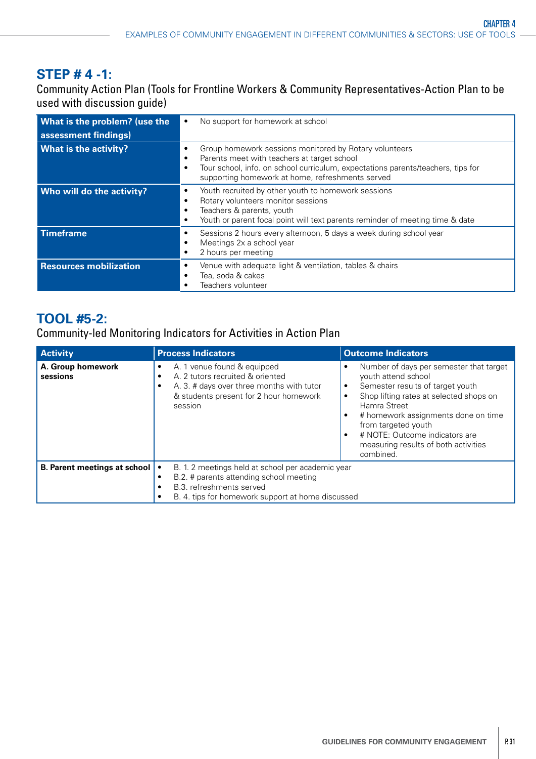## STEP # 4 -1:

Community Action Plan (Tools for Frontline Workers & Community Representatives-Action Plan to be used with discussion guide)

| | |
|---|---|
| **What is the problem? (use the assessment findings)** | • No support for homework at school |
| **What is the activity?** | • Group homework sessions monitored by Rotary volunteers<br>• Parents meet with teachers at target school<br>• Tour school, info. on school curriculum, expectations parents/teachers, tips for supporting homework at home, refreshments served |
| **Who will do the activity?** | • Youth recruited by other youth to homework sessions<br>• Rotary volunteers monitor sessions<br>• Teachers & parents, youth<br>• Youth or parent focal point will text parents reminder of meeting time & date |
| **Timeframe** | • Sessions 2 hours every afternoon, 5 days a week during school year<br>• Meetings 2x a school year<br>• 2 hours per meeting |
| **Resources mobilization** | • Venue with adequate light & ventilation, tables & chairs<br>• Tea, soda & cakes<br>• Teachers volunteer |

## TOOL #5-2:

Community-led Monitoring Indicators for Activities in Action Plan

| Activity | Process Indicators | Outcome Indicators |
|---|---|---|
| **A. Group homework sessions** | • A. 1 venue found & equipped<br>• A. 2 tutors recruited & oriented<br>• A. 3. # days over three months with tutor & students present for 2 hour homework session | • Number of days per semester that target youth attend school<br>• Semester results of target youth<br>• Shop lifting rates at selected shops on Hamra Street<br>• # homework assignments done on time from targeted youth<br>• # NOTE: Outcome indicators are measuring results of both activities combined. |
| **B. Parent meetings at school** | • B. 1. 2 meetings held at school per academic year<br>• B.2. # parents attending school meeting<br>• B.3. refreshments served<br>• B. 4. tips for homework support at home discussed | |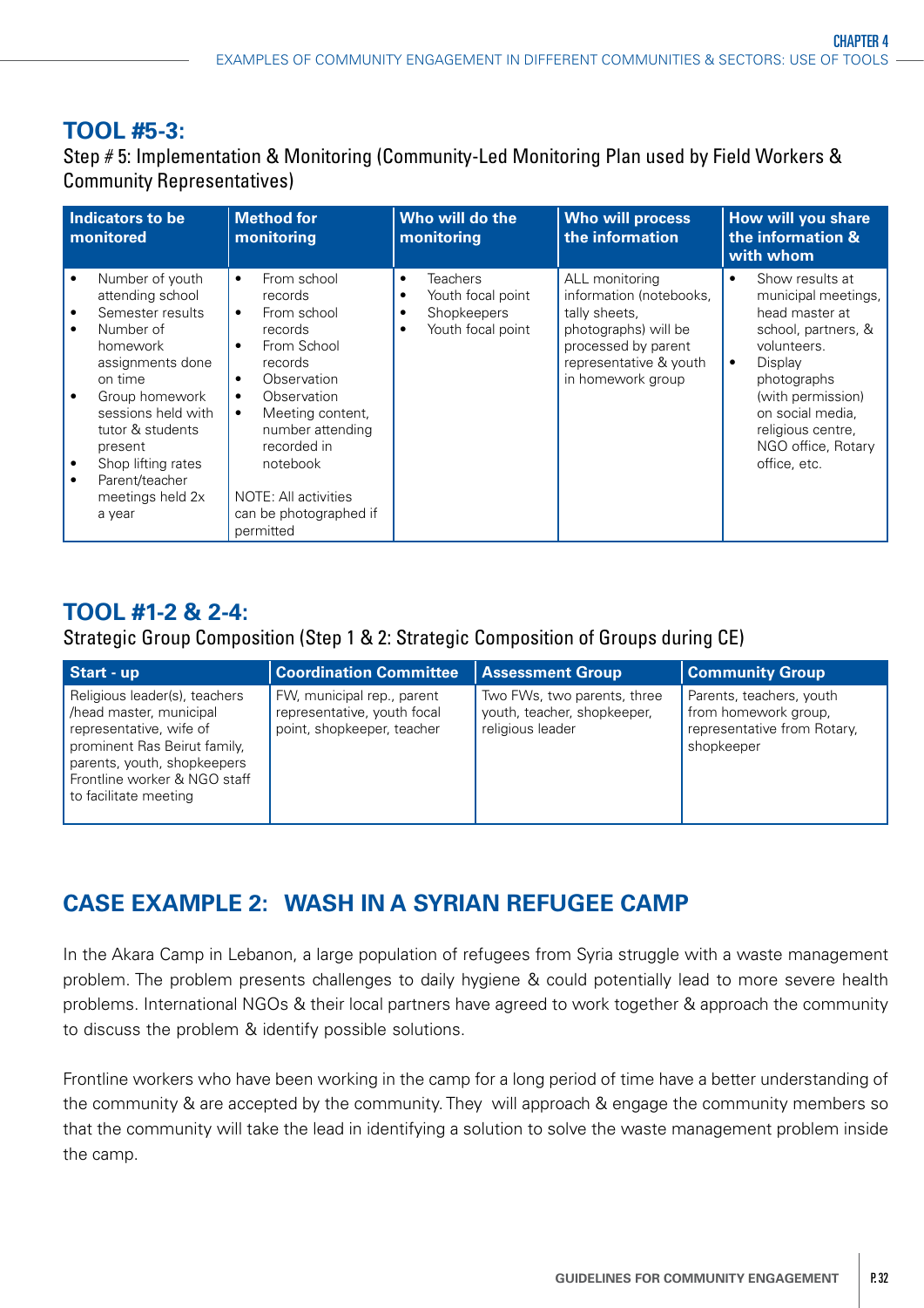## TOOL #5-3:

Step # 5: Implementation & Monitoring (Community-Led Monitoring Plan used by Field Workers & Community Representatives)

| Indicators to be monitored | Method for monitoring | Who will do the monitoring | Who will process the information | How will you share the information & with whom |
|---|---|---|---|---|
| • Number of youth attending school<br>• Semester results<br>• Number of homework assignments done on time<br>• Group homework sessions held with tutor & students present<br>• Shop lifting rates<br>• Parent/teacher meetings held 2x a year | • From school records<br>• From school records<br>• From School records<br>• Observation<br>• Observation<br>• Meeting content, number attending recorded in notebook<br><br>NOTE: All activities can be photographed if permitted | • Teachers<br>• Youth focal point<br>• Shopkeepers<br>• Youth focal point | ALL monitoring information (notebooks, tally sheets, photographs) will be processed by parent representative & youth in homework group | • Show results at municipal meetings, head master at school, partners, & volunteers.<br>• Display photographs (with permission) on social media, religious centre, NGO office, Rotary office, etc. |

## TOOL #1-2 & 2-4:

Strategic Group Composition (Step 1 & 2: Strategic Composition of Groups during CE)

| Start - up | Coordination Committee | Assessment Group | Community Group |
|---|---|---|---|
| Religious leader(s), teachers /head master, municipal representative, wife of prominent Ras Beirut family, parents, youth, shopkeepers Frontline worker & NGO staff to facilitate meeting | FW, municipal rep., parent representative, youth focal point, shopkeeper, teacher | Two FWs, two parents, three youth, teacher, shopkeeper, religious leader | Parents, teachers, youth from homework group, representative from Rotary, shopkeeper |

## CASE EXAMPLE 2: WASH IN A SYRIAN REFUGEE CAMP

In the Akara Camp in Lebanon, a large population of refugees from Syria struggle with a waste management problem. The problem presents challenges to daily hygiene & could potentially lead to more severe health problems. International NGOs & their local partners have agreed to work together & approach the community to discuss the problem & identify possible solutions.

Frontline workers who have been working in the camp for a long period of time have a better understanding of the community & are accepted by the community. They will approach & engage the community members so that the community will take the lead in identifying a solution to solve the waste management problem inside the camp.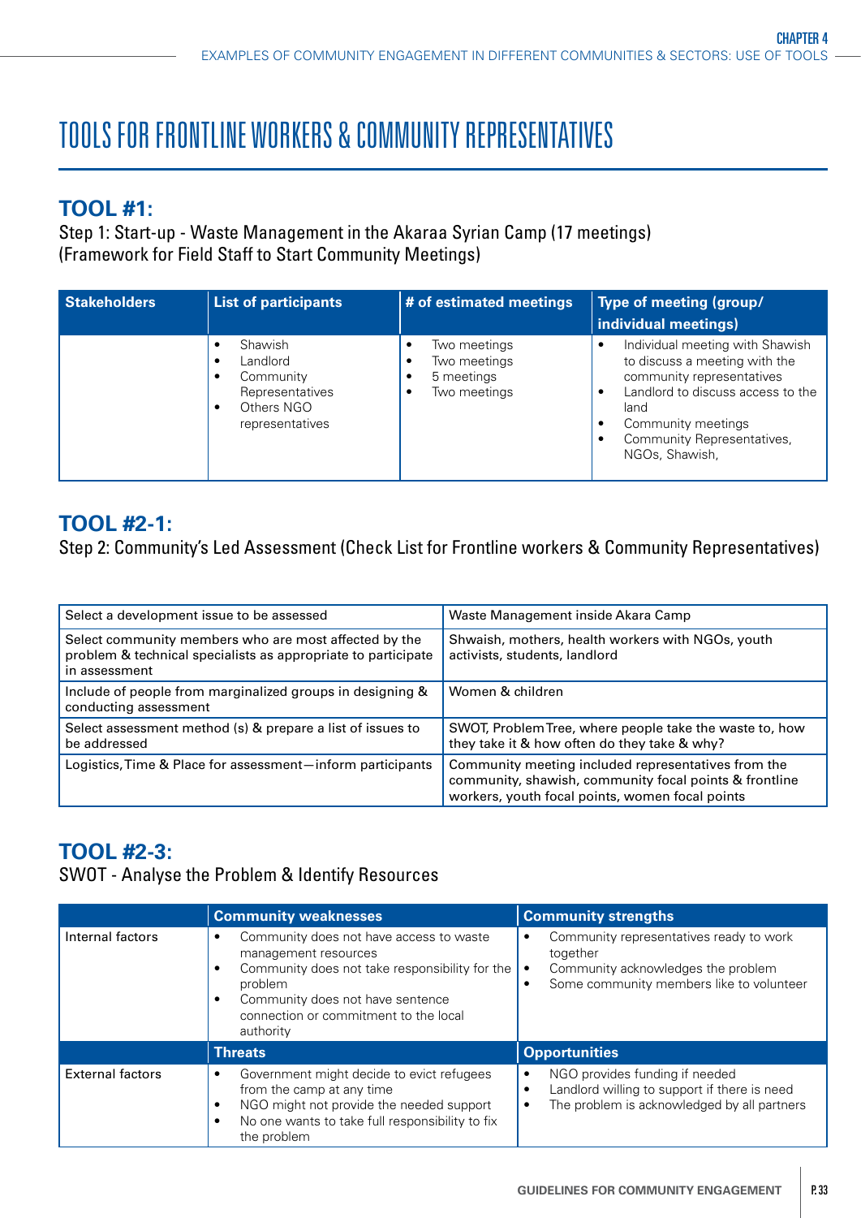# TOOLS FOR FRONTLINE WORKERS & COMMUNITY REPRESENTATIVES

## TOOL #1:

Step 1: Start-up - Waste Management in the Akaraa Syrian Camp (17 meetings)
(Framework for Field Staff to Start Community Meetings)

| Stakeholders | List of participants | # of estimated meetings | Type of meeting (group/ individual meetings) |
|---|---|---|---|
| | • Shawish<br>• Landlord<br>• Community Representatives<br>• Others NGO representatives | • Two meetings<br>• Two meetings<br>• 5 meetings<br>• Two meetings | • Individual meeting with Shawish to discuss a meeting with the community representatives<br>• Landlord to discuss access to the land<br>• Community meetings<br>• Community Representatives, NGOs, Shawish, |

## TOOL #2-1:

Step 2: Community's Led Assessment (Check List for Frontline workers & Community Representatives)

| | |
|---|---|
| Select a development issue to be assessed | Waste Management inside Akara Camp |
| Select community members who are most affected by the problem & technical specialists as appropriate to participate in assessment | Shwaish, mothers, health workers with NGOs, youth activists, students, landlord |
| Include of people from marginalized groups in designing & conducting assessment | Women & children |
| Select assessment method (s) & prepare a list of issues to be addressed | SWOT, Problem Tree, where people take the waste to, how they take it & how often do they take & why? |
| Logistics, Time & Place for assessment—inform participants | Community meeting included representatives from the community, shawish, community focal points & frontline workers, youth focal points, women focal points |

## TOOL #2-3:

SWOT - Analyse the Problem & Identify Resources

| | Community weaknesses | Community strengths |
|---|---|---|
| Internal factors | • Community does not have access to waste management resources<br>• Community does not take responsibility for the problem<br>• Community does not have sentence connection or commitment to the local authority | • Community representatives ready to work together<br>• Community acknowledges the problem<br>• Some community members like to volunteer |
| | **Threats** | **Opportunities** |
| External factors | • Government might decide to evict refugees from the camp at any time<br>• NGO might not provide the needed support<br>• No one wants to take full responsibility to fix the problem | • NGO provides funding if needed<br>• Landlord willing to support if there is need<br>• The problem is acknowledged by all partners |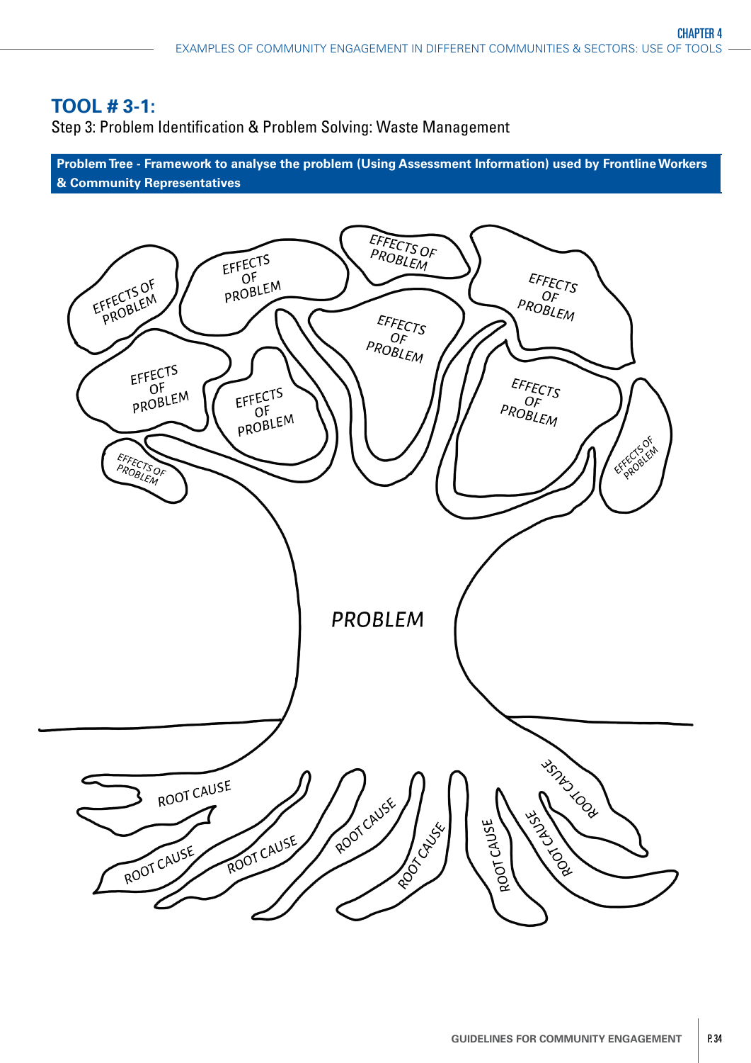## TOOL # 3-1:

Step 3: Problem Identification & Problem Solving: Waste Management

**Problem Tree - Framework to analyse the problem (Using Assessment Information) used by Frontline Workers & Community Representatives**

EFFECTS OF PROBLEM

EFFECTS OF PROBLEM

EFFECTS OF PROBLEM

EFFECTS OF PROBLEM

EFFECTS OF PROBLEM

EFFECTS OF PROBLEM

EFFECTS OF PROBLEM

EFFECTS OF PROBLEM

EFFECTS OF PROBLEM

EFFECTS OF PROBLEM

PROBLEM

ROOT CAUSE

ROOT CAUSE

ROOT CAUSE

ROOT CAUSE

ROOT CAUSE

ROOT CAUSE

ROOT CAUSE

ROOT CAUSE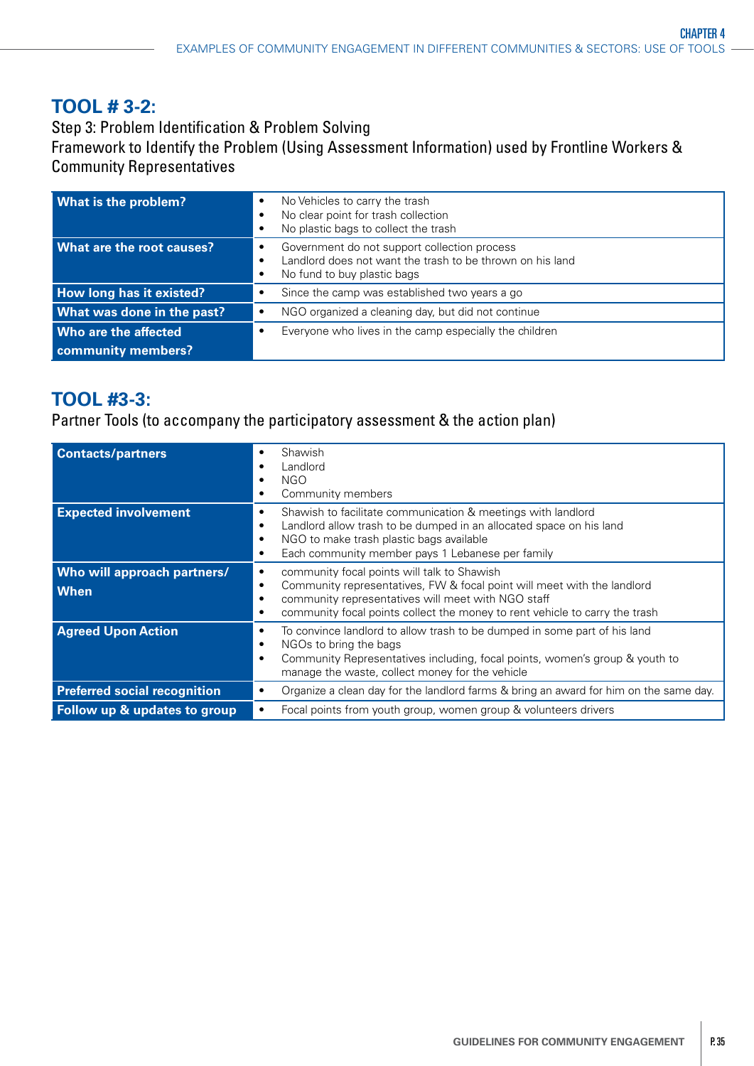## TOOL # 3-2:

Step 3: Problem Identification & Problem Solving
Framework to Identify the Problem (Using Assessment Information) used by Frontline Workers & Community Representatives

| | |
|---|---|
| **What is the problem?** | • No Vehicles to carry the trash<br>• No clear point for trash collection<br>• No plastic bags to collect the trash |
| **What are the root causes?** | • Government do not support collection process<br>• Landlord does not want the trash to be thrown on his land<br>• No fund to buy plastic bags |
| **How long has it existed?** | • Since the camp was established two years a go |
| **What was done in the past?** | • NGO organized a cleaning day, but did not continue |
| **Who are the affected community members?** | • Everyone who lives in the camp especially the children |

## TOOL #3-3:

Partner Tools (to accompany the participatory assessment & the action plan)

| | |
|---|---|
| **Contacts/partners** | • Shawish<br>• Landlord<br>• NGO<br>• Community members |
| **Expected involvement** | • Shawish to facilitate communication & meetings with landlord<br>• Landlord allow trash to be dumped in an allocated space on his land<br>• NGO to make trash plastic bags available<br>• Each community member pays 1 Lebanese per family |
| **Who will approach partners/ When** | • community focal points will talk to Shawish<br>• Community representatives, FW & focal point will meet with the landlord<br>• community representatives will meet with NGO staff<br>• community focal points collect the money to rent vehicle to carry the trash |
| **Agreed Upon Action** | • To convince landlord to allow trash to be dumped in some part of his land<br>• NGOs to bring the bags<br>• Community Representatives including, focal points, women's group & youth to manage the waste, collect money for the vehicle |
| **Preferred social recognition** | • Organize a clean day for the landlord farms & bring an award for him on the same day. |
| **Follow up & updates to group** | • Focal points from youth group, women group & volunteers drivers |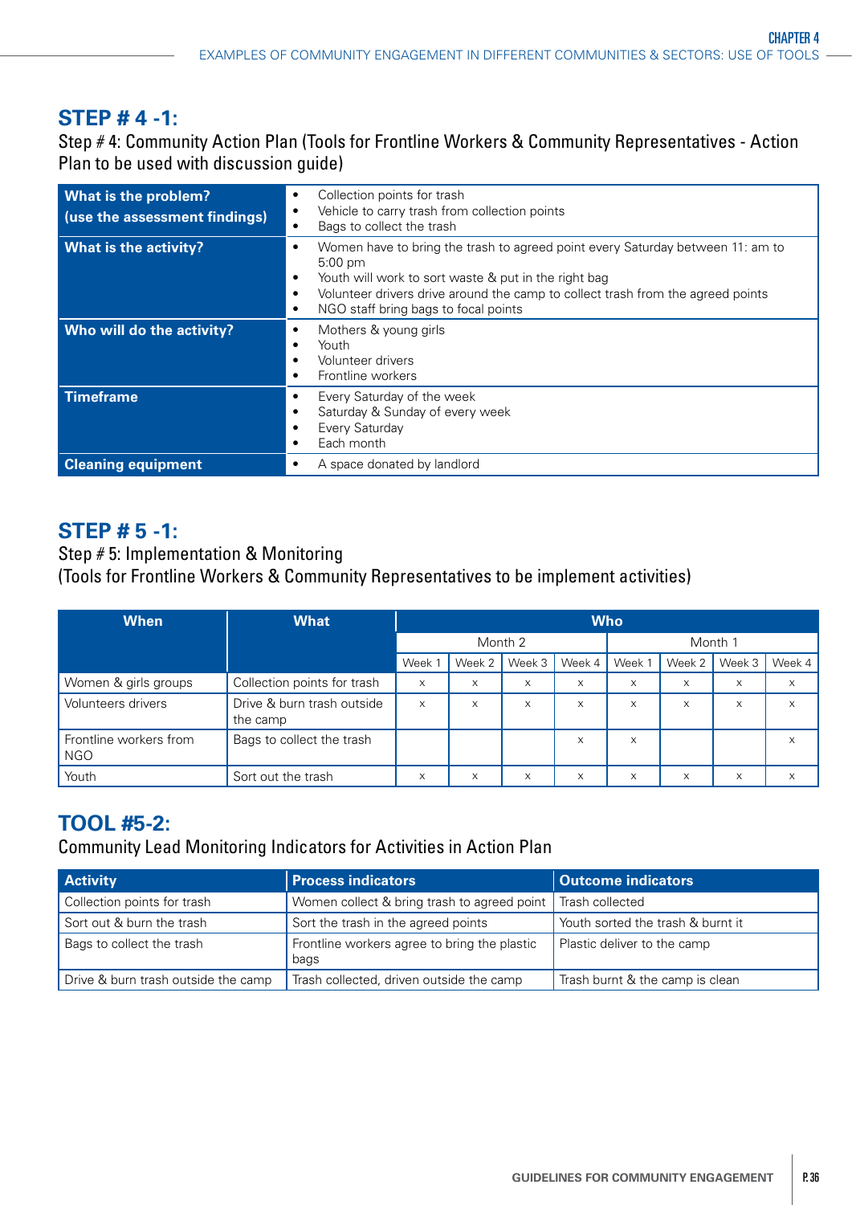## STEP # 4 -1:

Step # 4: Community Action Plan (Tools for Frontline Workers & Community Representatives - Action Plan to be used with discussion guide)

| | |
|---|---|
| **What is the problem? (use the assessment findings)** | • Collection points for trash<br>• Vehicle to carry trash from collection points<br>• Bags to collect the trash |
| **What is the activity?** | • Women have to bring the trash to agreed point every Saturday between 11: am to 5:00 pm<br>• Youth will work to sort waste & put in the right bag<br>• Volunteer drivers drive around the camp to collect trash from the agreed points<br>• NGO staff bring bags to focal points |
| **Who will do the activity?** | • Mothers & young girls<br>• Youth<br>• Volunteer drivers<br>• Frontline workers |
| **Timeframe** | • Every Saturday of the week<br>• Saturday & Sunday of every week<br>• Every Saturday<br>• Each month |
| **Cleaning equipment** | • A space donated by landlord |

## STEP # 5 -1:

Step # 5: Implementation & Monitoring

(Tools for Frontline Workers & Community Representatives to be implement activities)

| When | What | Who | | | | | | | |
|---|---|---|---|---|---|---|---|---|---|
| | | Month 2 | | | | Month 1 | | | |
| | | Week 1 | Week 2 | Week 3 | Week 4 | Week 1 | Week 2 | Week 3 | Week 4 |
| Women & girls groups | Collection points for trash | x | x | x | x | x | x | x | x |
| Volunteers drivers | Drive & burn trash outside the camp | x | x | x | x | x | x | x | x |
| Frontline workers from NGO | Bags to collect the trash | | | | x | x | | | x |
| Youth | Sort out the trash | x | x | x | x | x | x | x | x |

## TOOL #5-2:

Community Lead Monitoring Indicators for Activities in Action Plan

| Activity | Process indicators | Outcome indicators |
|---|---|---|
| Collection points for trash | Women collect & bring trash to agreed point | Trash collected |
| Sort out & burn the trash | Sort the trash in the agreed points | Youth sorted the trash & burnt it |
| Bags to collect the trash | Frontline workers agree to bring the plastic bags | Plastic deliver to the camp |
| Drive & burn trash outside the camp | Trash collected, driven outside the camp | Trash burnt & the camp is clean |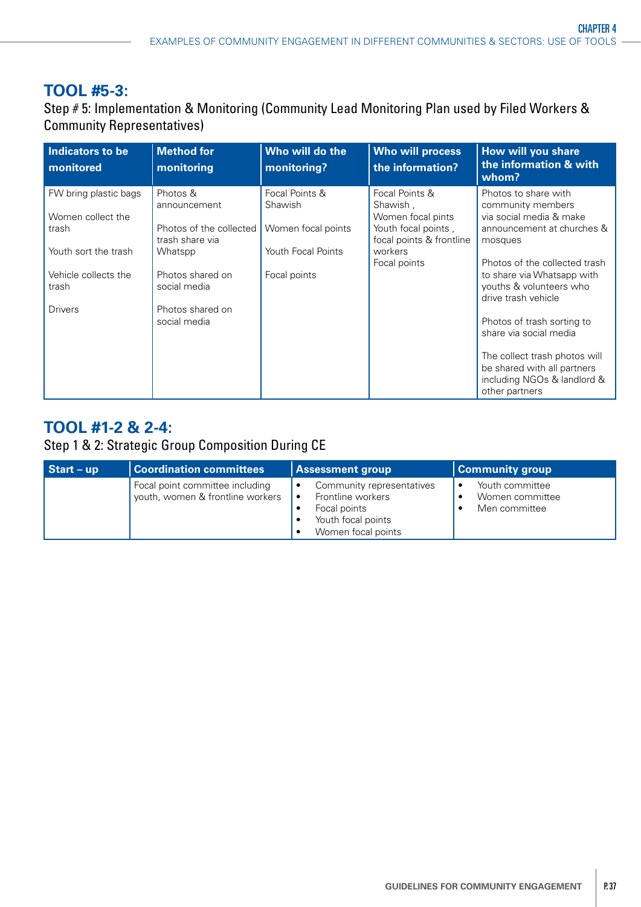## TOOL #5-3:

Step # 5: Implementation & Monitoring (Community Lead Monitoring Plan used by Filed Workers & Community Representatives)

| Indicators to be monitored | Method for monitoring | Who will do the monitoring? | Who will process the information? | How will you share the information & with whom? |
|---|---|---|---|---|
| FW bring plastic bags<br><br>Women collect the trash<br><br>Youth sort the trash<br><br>Vehicle collects the trash<br><br>Drivers | Photos & announcement<br><br>Photos of the collected trash share via Whatspp<br><br>Photos shared on social media<br><br>Photos shared on social media | Focal Points & Shawish<br><br>Women focal points<br><br>Youth Focal Points<br><br>Focal points | Focal Points & Shawish ,<br>Women focal pints<br>Youth focal points , focal points & frontline workers<br>Focal points | Photos to share with community members via social media & make announcement at churches & mosques<br><br>Photos of the collected trash to share via Whatsapp with youths & volunteers who drive trash vehicle<br><br>Photos of trash sorting to share via social media<br><br>The collect trash photos will be shared with all partners including NGOs & landlord & other partners |

## TOOL #1-2 & 2-4:

Step 1 & 2: Strategic Group Composition During CE

| Start – up | Coordination committees | Assessment group | Community group |
|---|---|---|---|
| | Focal point committee including youth, women & frontline workers | • Community representatives<br>• Frontline workers<br>• Focal points<br>• Youth focal points<br>• Women focal points | • Youth committee<br>• Women committee<br>• Men committee |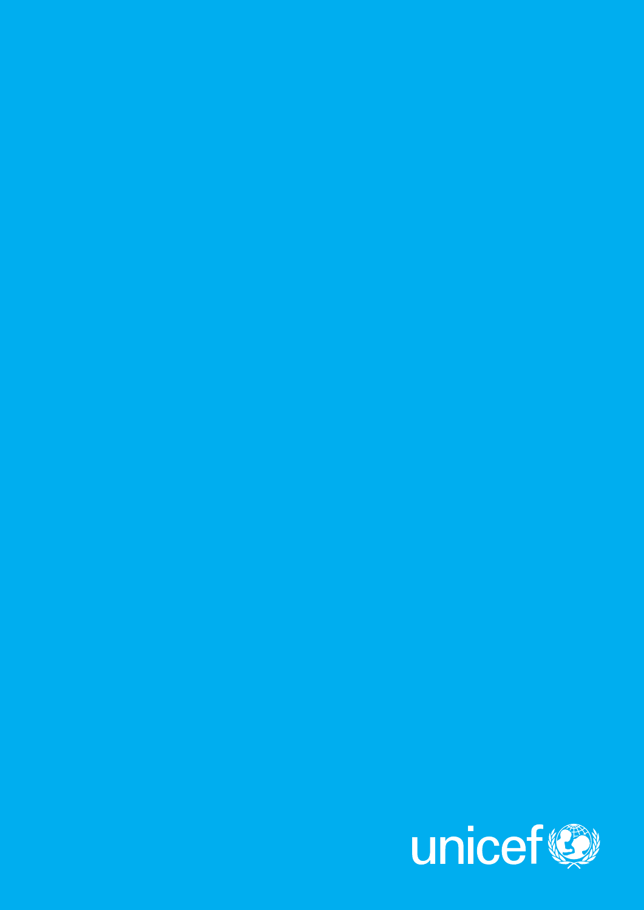unicef